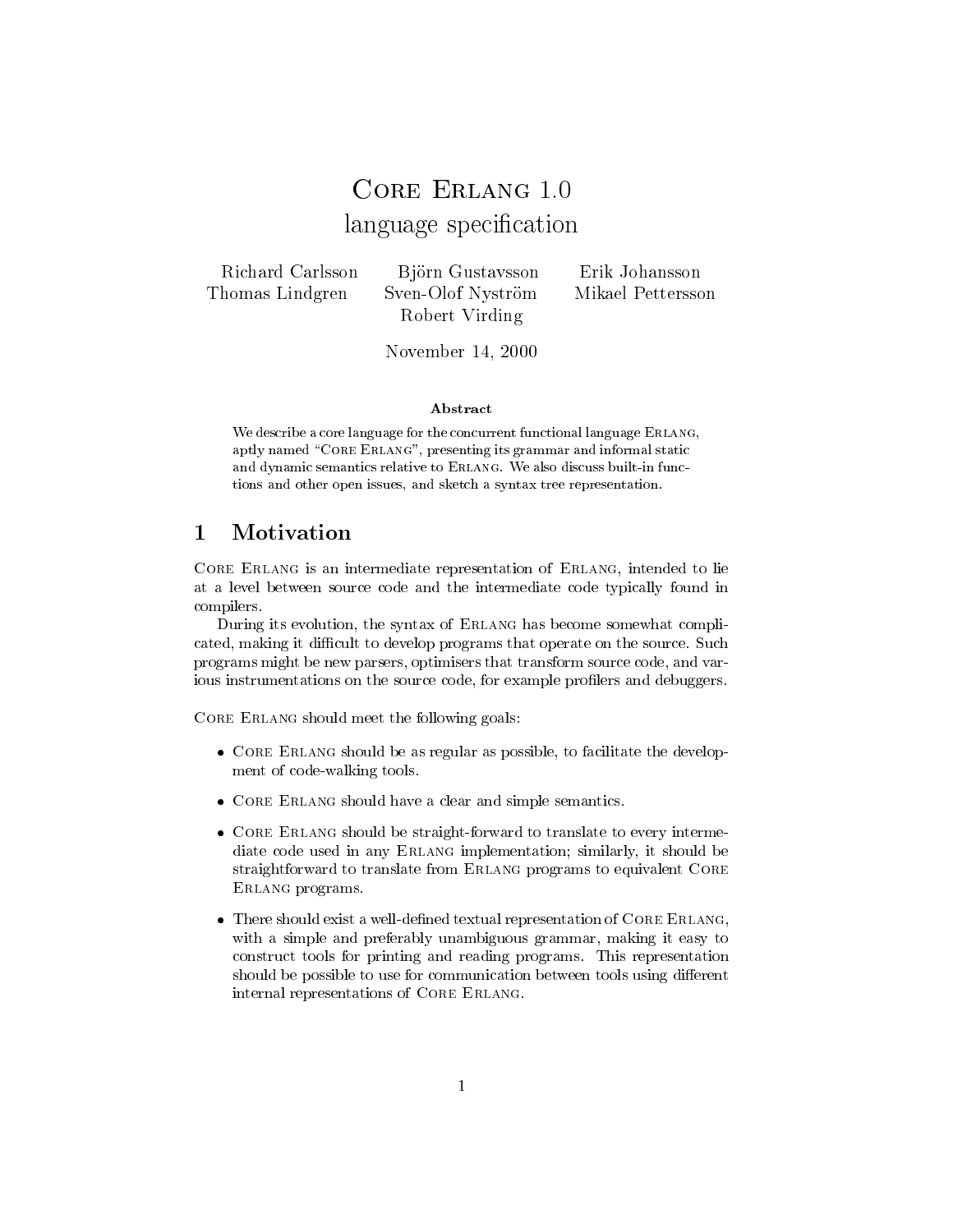# Core Erlang 1.0
## language specification

Richard Carlsson   Björn Gustavsson   Erik Johansson
Thomas Lindgren   Sven-Olof Nyström   Mikael Pettersson
Robert Virding

November 14, 2000

**Abstract**

We describe a core language for the concurrent functional language Erlang, aptly named "Core Erlang", presenting its grammar and informal static and dynamic semantics relative to Erlang. We also discuss built-in functions and other open issues, and sketch a syntax tree representation.

## 1 Motivation

Core Erlang is an intermediate representation of Erlang, intended to lie at a level between source code and the intermediate code typically found in compilers.

During its evolution, the syntax of Erlang has become somewhat complicated, making it difficult to develop programs that operate on the source. Such programs might be new parsers, optimisers that transform source code, and various instrumentations on the source code, for example profilers and debuggers.

Core Erlang should meet the following goals:

- Core Erlang should be as regular as possible, to facilitate the development of code-walking tools.
- Core Erlang should have a clear and simple semantics.
- Core Erlang should be straight-forward to translate to every intermediate code used in any Erlang implementation; similarly, it should be straightforward to translate from Erlang programs to equivalent Core Erlang programs.
- There should exist a well-defined textual representation of Core Erlang, with a simple and preferably unambiguous grammar, making it easy to construct tools for printing and reading programs. This representation should be possible to use for communication between tools using different internal representations of Core Erlang.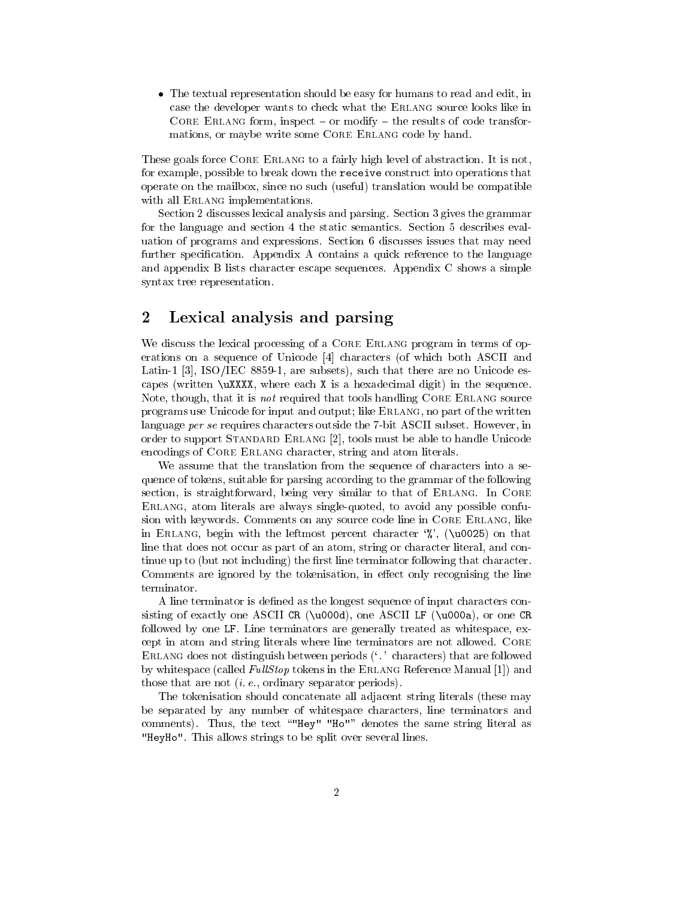- The textual representation should be easy for humans to read and edit, in case the developer wants to check what the Erlang source looks like in Core Erlang form, inspect – or modify – the results of code transformations, or maybe write some Core Erlang code by hand.

These goals force Core Erlang to a fairly high level of abstraction. It is not, for example, possible to break down the `receive` construct into operations that operate on the mailbox, since no such (useful) translation would be compatible with all Erlang implementations.

Section 2 discusses lexical analysis and parsing. Section 3 gives the grammar for the language and section 4 the static semantics. Section 5 describes evaluation of programs and expressions. Section 6 discusses issues that may need further specification. Appendix A contains a quick reference to the language and appendix B lists character escape sequences. Appendix C shows a simple syntax tree representation.

## 2 Lexical analysis and parsing

We discuss the lexical processing of a Core Erlang program in terms of operations on a sequence of Unicode [4] characters (of which both ASCII and Latin-1 [3], ISO/IEC 8859-1, are subsets), such that there are no Unicode escapes (written `\uXXXX`, where each `X` is a hexadecimal digit) in the sequence. Note, though, that it is *not* required that tools handling Core Erlang source programs use Unicode for input and output; like Erlang, no part of the written language *per se* requires characters outside the 7-bit ASCII subset. However, in order to support Standard Erlang [2], tools must be able to handle Unicode encodings of Core Erlang character, string and atom literals.

We assume that the translation from the sequence of characters into a sequence of tokens, suitable for parsing according to the grammar of the following section, is straightforward, being very similar to that of Erlang. In Core Erlang, atom literals are always single-quoted, to avoid any possible confusion with keywords. Comments on any source code line in Core Erlang, like in Erlang, begin with the leftmost percent character '`%`', (`\u0025`) on that line that does not occur as part of an atom, string or character literal, and continue up to (but not including) the first line terminator following that character. Comments are ignored by the tokenisation, in effect only recognising the line terminator.

A line terminator is defined as the longest sequence of input characters consisting of exactly one ASCII `CR` (`\u000d`), one ASCII `LF` (`\u000a`), or one `CR` followed by one `LF`. Line terminators are generally treated as whitespace, except in atom and string literals where line terminators are not allowed. Core Erlang does not distinguish between periods ('`.`' characters) that are followed by whitespace (called *FullStop* tokens in the Erlang Reference Manual [1]) and those that are not (*i. e.*, ordinary separator periods).

The tokenisation should concatenate all adjacent string literals (these may be separated by any number of whitespace characters, line terminators and comments). Thus, the text "`"Hey" "Ho"`" denotes the same string literal as `"HeyHo"`. This allows strings to be split over several lines.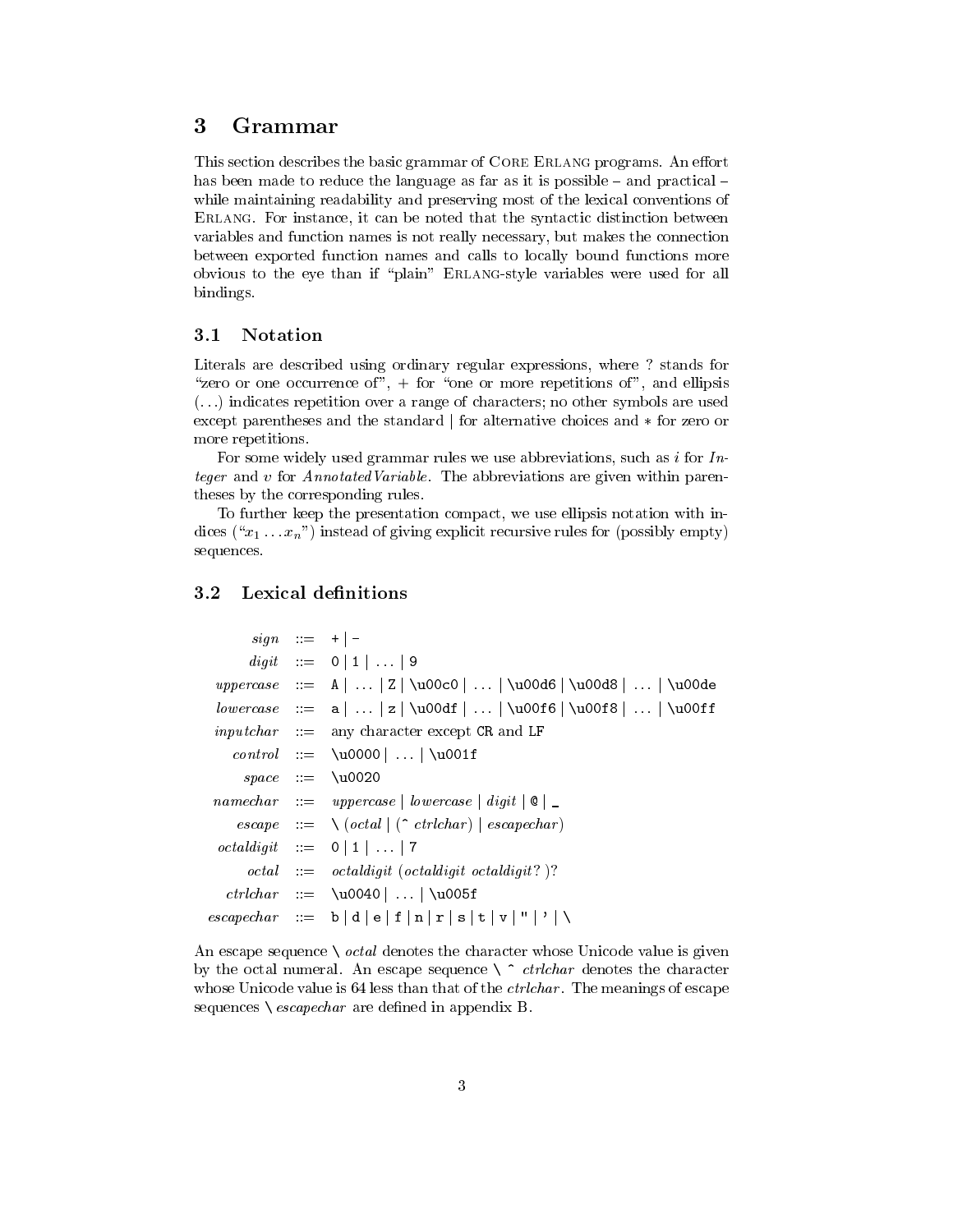## 3 Grammar

This section describes the basic grammar of Core Erlang programs. An effort has been made to reduce the language as far as it is possible – and practical – while maintaining readability and preserving most of the lexical conventions of Erlang. For instance, it can be noted that the syntactic distinction between variables and function names is not really necessary, but makes the connection between exported function names and calls to locally bound functions more obvious to the eye than if "plain" Erlang-style variables were used for all bindings.

### 3.1 Notation

Literals are described using ordinary regular expressions, where ? stands for "zero or one occurrence of", + for "one or more repetitions of", and ellipsis (...) indicates repetition over a range of characters; no other symbols are used except parentheses and the standard | for alternative choices and ∗ for zero or more repetitions.

For some widely used grammar rules we use abbreviations, such as *i* for *Integer* and *v* for *AnnotatedVariable*. The abbreviations are given within parentheses by the corresponding rules.

To further keep the presentation compact, we use ellipsis notation with indices ("$x_1 \ldots x_n$") instead of giving explicit recursive rules for (possibly empty) sequences.

### 3.2 Lexical definitions

| | | |
|---|---|---|
| *sign* | ::= | `+` \| `-` |
| *digit* | ::= | `0` \| `1` \| ... \| `9` |
| *uppercase* | ::= | `A` \| ... \| `Z` \| `\u00c0` \| ... \| `\u00d6` \| `\u00d8` \| ... \| `\u00de` |
| *lowercase* | ::= | `a` \| ... \| `z` \| `\u00df` \| ... \| `\u00f6` \| `\u00f8` \| ... \| `\u00ff` |
| *inputchar* | ::= | any character except `CR` and `LF` |
| *control* | ::= | `\u0000` \| ... \| `\u001f` |
| *space* | ::= | `\u0020` |
| *namechar* | ::= | *uppercase* \| *lowercase* \| *digit* \| `@` \| `_` |
| *escape* | ::= | `\` (*octal* \| (`^` *ctrlchar*) \| *escapechar*) |
| *octaldigit* | ::= | `0` \| `1` \| ... \| `7` |
| *octal* | ::= | *octaldigit* (*octaldigit* *octaldigit*? )? |
| *ctrlchar* | ::= | `\u0040` \| ... \| `\u005f` |
| *escapechar* | ::= | `b` \| `d` \| `e` \| `f` \| `n` \| `r` \| `s` \| `t` \| `v` \| `"` \| `'` \| `\` |

An escape sequence `\` *octal* denotes the character whose Unicode value is given by the octal numeral. An escape sequence `\` `^` *ctrlchar* denotes the character whose Unicode value is 64 less than that of the *ctrlchar*. The meanings of escape sequences `\` *escapechar* are defined in appendix B.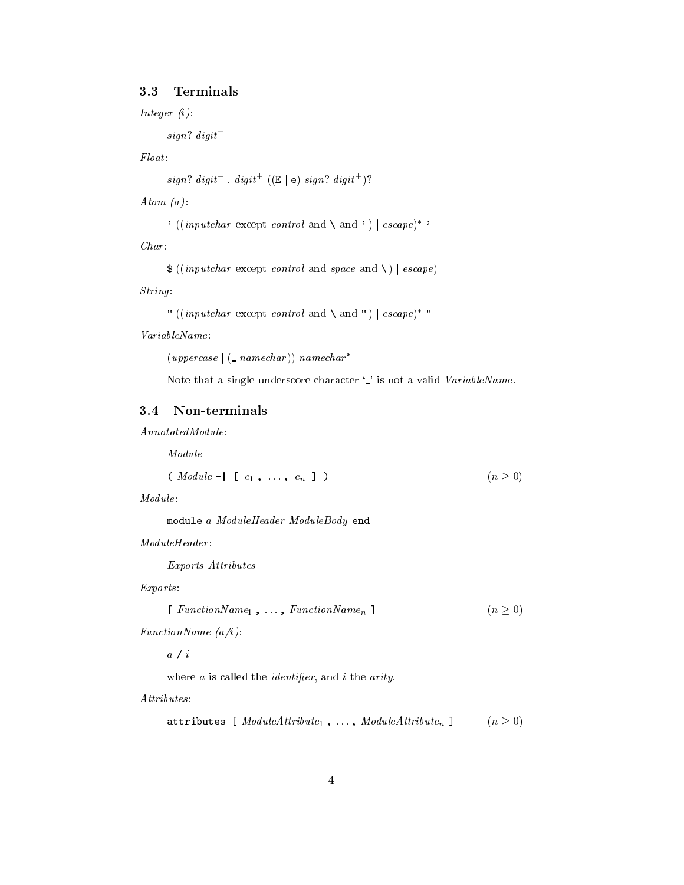## 3.3 Terminals

*Integer (i)*:

> *sign*? *digit*$^+$

*Float*:

> *sign*? *digit*$^+$ `.` *digit*$^+$ ((`E` | `e`) *sign*? *digit*$^+$)?

*Atom (a)*:

> `'` ((*inputchar* except *control* and `\` and `'`) | *escape*)$^*$ `'`

*Char*:

> `$` ((*inputchar* except *control* and *space* and `\`) | *escape*)

*String*:

> `"` ((*inputchar* except *control* and `\` and `"`) | *escape*)$^*$ `"`

*VariableName*:

> (*uppercase* | (`_` *namechar*)) *namechar*$^*$
>
> Note that a single underscore character '`_`' is not a valid *VariableName*.

## 3.4 Non-terminals

*AnnotatedModule*:

> *Module*
>
> `(` *Module* `-|` `[` $c_1$ `,` ... `,` $c_n$ `]` `)` $\qquad (n \geq 0)$

*Module*:

> `module` *a* *ModuleHeader* *ModuleBody* `end`

*ModuleHeader*:

> *Exports* *Attributes*

*Exports*:

> `[` *FunctionName*$_1$ `,` ... `,` *FunctionName*$_n$ `]` $\qquad (n \geq 0)$

*FunctionName (a/i)*:

> *a* `/` *i*
>
> where *a* is called the *identifier*, and *i* the *arity*.

*Attributes*:

> `attributes` `[` *ModuleAttribute*$_1$ `,` ... `,` *ModuleAttribute*$_n$ `]` $\qquad (n \geq 0)$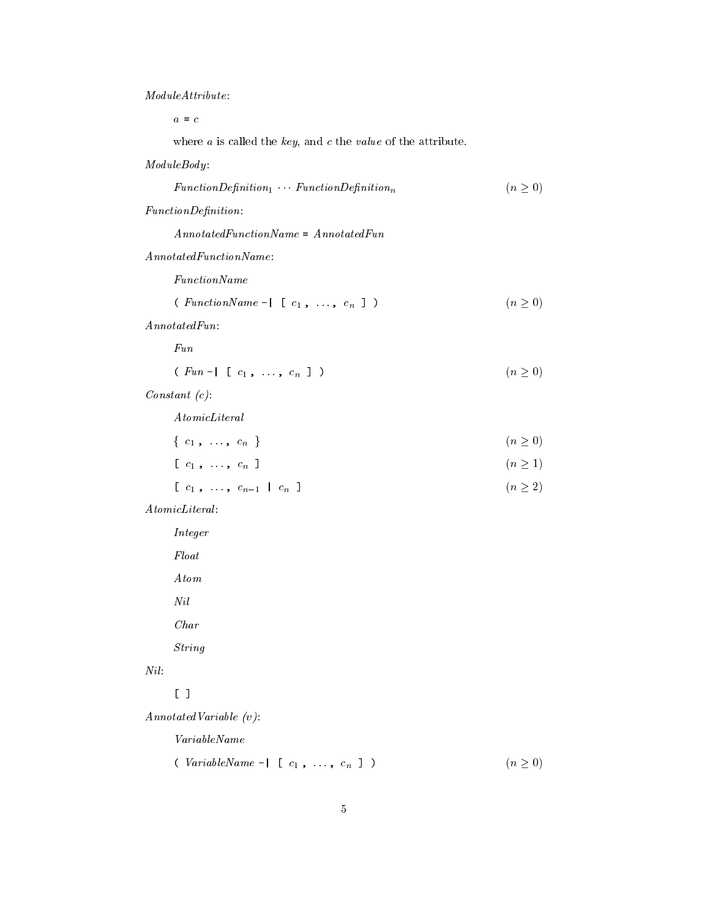*ModuleAttribute*:

$a$ `=` $c$

where $a$ is called the *key*, and $c$ the *value* of the attribute.

*ModuleBody*:

$\mathit{FunctionDefinition}_1 \cdots \mathit{FunctionDefinition}_n$ $\qquad (n \geq 0)$

*FunctionDefinition*:

*AnnotatedFunctionName* `=` *AnnotatedFun*

*AnnotatedFunctionName*:

*FunctionName*

`(` *FunctionName* `-|` `[` $c_1$ `,` $\ldots$ `,` $c_n$ `]` `)` $\qquad (n \geq 0)$

*AnnotatedFun*:

*Fun*

`(` *Fun* `-|` `[` $c_1$ `,` $\ldots$ `,` $c_n$ `]` `)` $\qquad (n \geq 0)$

*Constant (c)*:

*AtomicLiteral*

`{` $c_1$ `,` $\ldots$ `,` $c_n$ `}` $\qquad (n \geq 0)$

`[` $c_1$ `,` $\ldots$ `,` $c_n$ `]` $\qquad (n \geq 1)$

`[` $c_1$ `,` $\ldots$ `,` $c_{n-1}$ `|` $c_n$ `]` $\qquad (n \geq 2)$

*AtomicLiteral*:

*Integer*

*Float*

*Atom*

*Nil*

*Char*

*String*

*Nil*:

`[ ]`

*AnnotatedVariable (v)*:

*VariableName*

`(` *VariableName* `-|` `[` $c_1$ `,` $\ldots$ `,` $c_n$ `]` `)` $\qquad (n \geq 0)$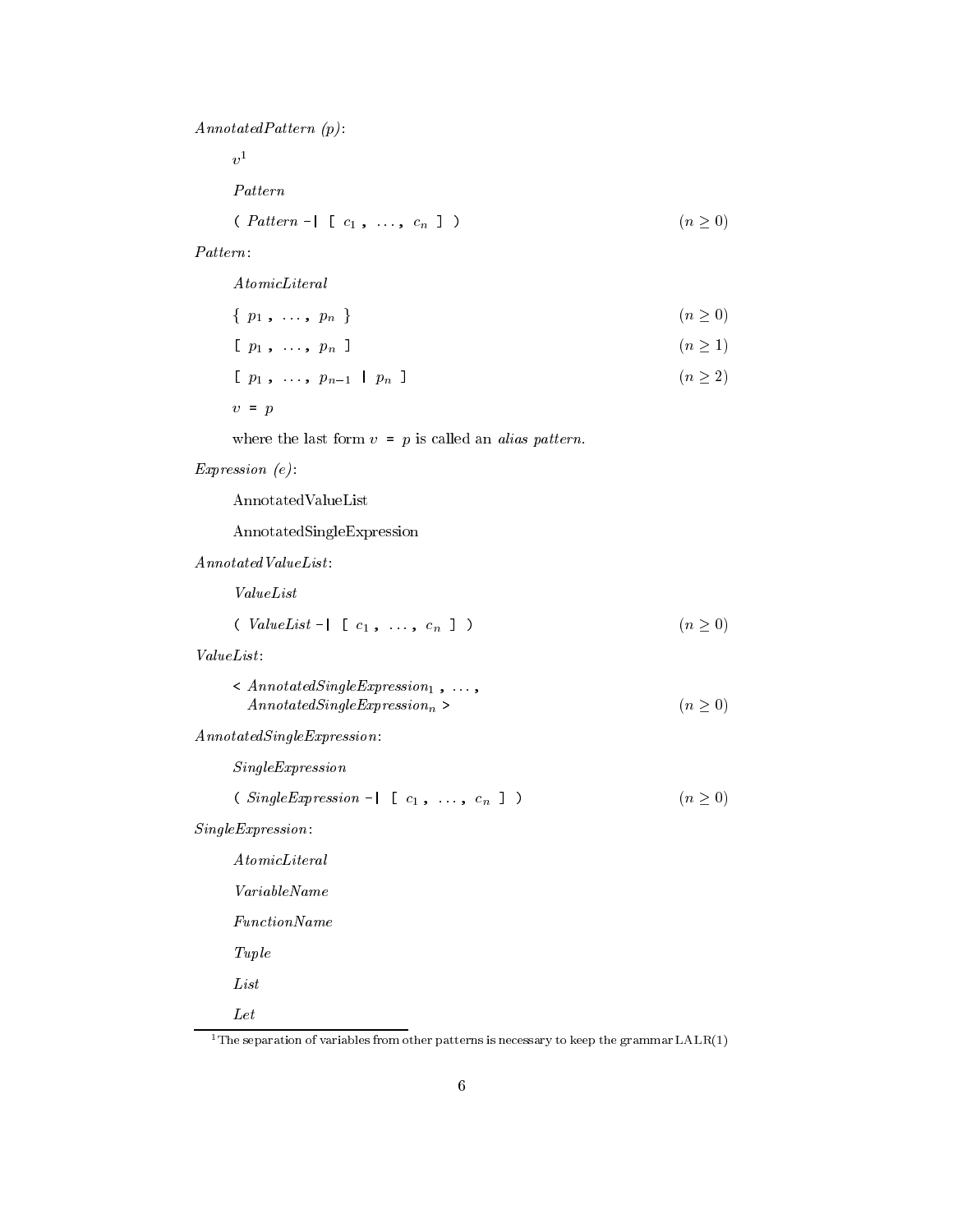*AnnotatedPattern (p)*:

$v$[1]

*Pattern*

`(` *Pattern* `-|` `[` $c_1$ `,` ... `,` $c_n$ `]` `)` $(n \geq 0)$

*Pattern*:

*AtomicLiteral*

`{` $p_1$ `,` ... `,` $p_n$ `}` $(n \geq 0)$

`[` $p_1$ `,` ... `,` $p_n$ `]` $(n \geq 1)$

`[` $p_1$ `,` ... `,` $p_{n-1}$ `|` $p_n$ `]` $(n \geq 2)$

$v$ `=` $p$

where the last form $v$ `=` $p$ is called an *alias pattern*.

*Expression (e)*:

AnnotatedValueList

AnnotatedSingleExpression

*AnnotatedValueList*:

*ValueList*

`(` *ValueList* `-|` `[` $c_1$ `,` ... `,` $c_n$ `]` `)` $(n \geq 0)$

*ValueList*:

`<` *AnnotatedSingleExpression*$_1$ `,` ... `,` *AnnotatedSingleExpression*$_n$ `>` $(n \geq 0)$

*AnnotatedSingleExpression*:

*SingleExpression*

`(` *SingleExpression* `-|` `[` $c_1$ `,` ... `,` $c_n$ `]` `)` $(n \geq 0)$

*SingleExpression*:

*AtomicLiteral*

*VariableName*

*FunctionName*

*Tuple*

*List*

*Let*

---

[1] The separation of variables from other patterns is necessary to keep the grammar LALR(1)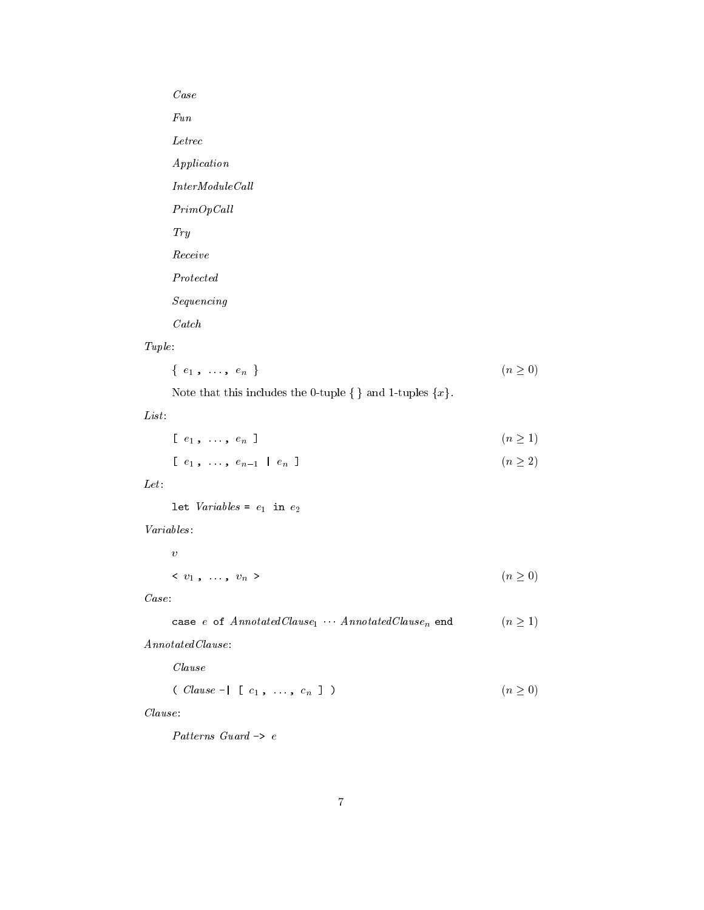*Case*

*Fun*

*Letrec*

*Application*

*InterModuleCall*

*PrimOpCall*

*Try*

*Receive*

*Protected*

*Sequencing*

*Catch*

*Tuple*:

`{` $e_1$ `,` $\ldots$ `,` $e_n$ `}` $\qquad (n \geq 0)$

Note that this includes the 0-tuple {} and 1-tuples $\{x\}$.

*List*:

`[` $e_1$ `,` $\ldots$ `,` $e_n$ `]` $\qquad (n \geq 1)$

`[` $e_1$ `,` $\ldots$ `,` $e_{n-1}$ `|` $e_n$ `]` $\qquad (n \geq 2)$

*Let*:

`let` *Variables* `=` $e_1$ `in` $e_2$

*Variables*:

$v$

`<` $v_1$ `,` $\ldots$ `,` $v_n$ `>` $\qquad (n \geq 0)$

*Case*:

`case` $e$ `of` *AnnotatedClause*$_1$ $\cdots$ *AnnotatedClause*$_n$ `end` $\qquad (n \geq 1)$

*AnnotatedClause*:

*Clause*

`(` *Clause* `-|` `[` $c_1$ `,` $\ldots$ `,` $c_n$ `]` `)` $\qquad (n \geq 0)$

*Clause*:

*Patterns Guard* `->` $e$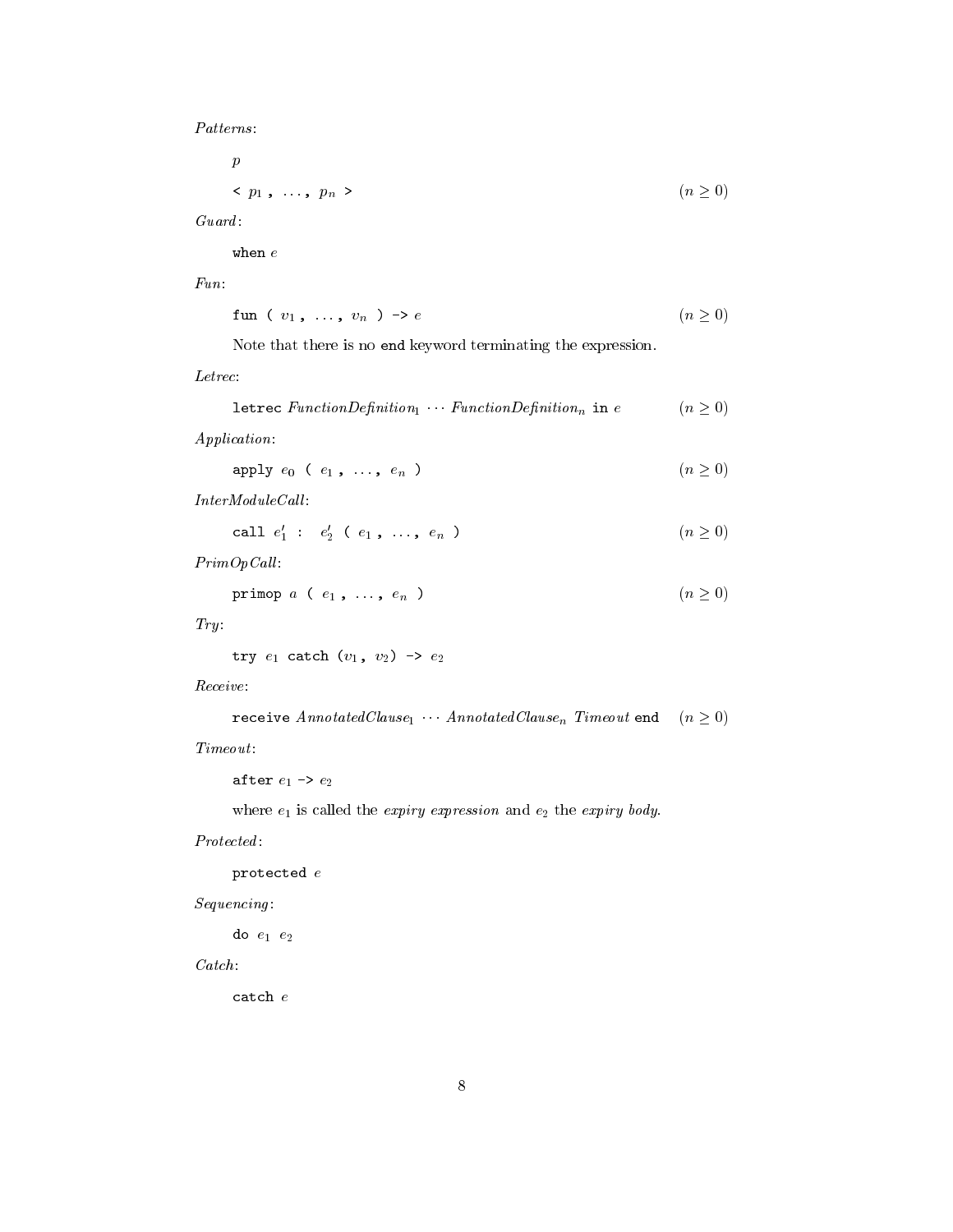*Patterns*:

$p$

`<` $p_1$ `,` $\ldots$`,` $p_n$ `>` $\qquad (n \geq 0)$

*Guard*:

`when` $e$

*Fun*:

`fun (` $v_1$ `,` $\ldots$`,` $v_n$ `) ->` $e$ $\qquad (n \geq 0)$

Note that there is no `end` keyword terminating the expression.

*Letrec*:

`letrec` *FunctionDefinition*$_1$ $\cdots$ *FunctionDefinition*$_n$ `in` $e$ $\qquad (n \geq 0)$

*Application*:

`apply` $e_0$ `(` $e_1$ `,` $\ldots$`,` $e_n$ `)` $\qquad (n \geq 0)$

*InterModuleCall*:

`call` $e'_1$ `:` $e'_2$ `(` $e_1$ `,` $\ldots$`,` $e_n$ `)` $\qquad (n \geq 0)$

*PrimOpCall*:

`primop` $a$ `(` $e_1$ `,` $\ldots$`,` $e_n$ `)` $\qquad (n \geq 0)$

*Try*:

`try` $e_1$ `catch (`$v_1$`,` $v_2$`) ->` $e_2$

*Receive*:

`receive` *AnnotatedClause*$_1$ $\cdots$ *AnnotatedClause*$_n$ *Timeout* `end` $\qquad (n \geq 0)$

*Timeout*:

`after` $e_1$ `->` $e_2$

where $e_1$ is called the *expiry expression* and $e_2$ the *expiry body*.

*Protected*:

`protected` $e$

*Sequencing*:

`do` $e_1$ $e_2$

*Catch*:

`catch` $e$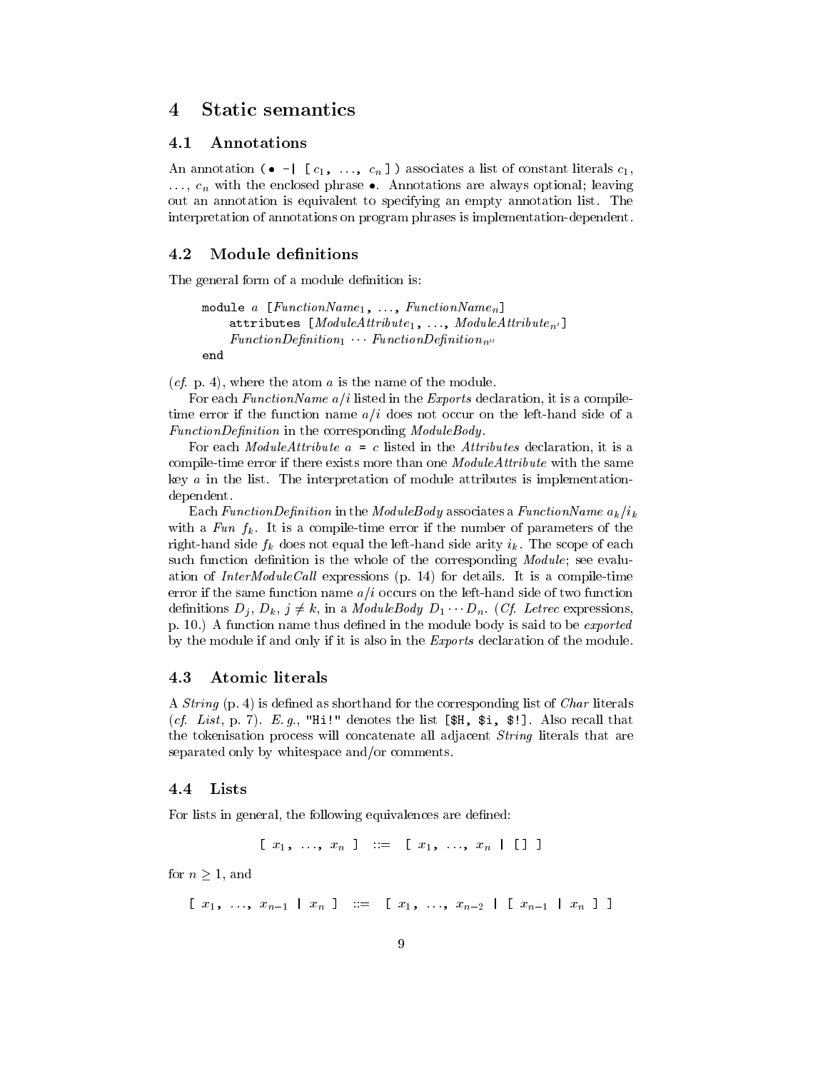## 4 Static semantics

### 4.1 Annotations

An annotation `(` $\bullet$ `-| [` $c_1$`, ...,` $c_n$ `])` associates a list of constant literals $c_1$, ..., $c_n$ with the enclosed phrase $\bullet$. Annotations are always optional; leaving out an annotation is equivalent to specifying an empty annotation list. The interpretation of annotations on program phrases is implementation-dependent.

### 4.2 Module definitions

The general form of a module definition is:

> `module` $a$ `[`*FunctionName*$_1$`, ...,` *FunctionName*$_n$`]`
> &nbsp;&nbsp;&nbsp;&nbsp;`attributes [`*ModuleAttribute*$_1$`, ...,` *ModuleAttribute*$_{n'}$`]`
> &nbsp;&nbsp;&nbsp;&nbsp;*FunctionDefinition*$_1$ $\cdots$ *FunctionDefinition*$_{n''}$
> `end`

(*cf.* p. 4), where the atom $a$ is the name of the module.

For each *FunctionName* $a/i$ listed in the *Exports* declaration, it is a compile-time error if the function name $a/i$ does not occur on the left-hand side of a *FunctionDefinition* in the corresponding *ModuleBody*.

For each *ModuleAttribute* $a$ `=` $c$ listed in the *Attributes* declaration, it is a compile-time error if there exists more than one *ModuleAttribute* with the same key $a$ in the list. The interpretation of module attributes is implementation-dependent.

Each *FunctionDefinition* in the *ModuleBody* associates a *FunctionName* $a_k/i_k$ with a *Fun* $f_k$. It is a compile-time error if the number of parameters of the right-hand side $f_k$ does not equal the left-hand side arity $i_k$. The scope of each such function definition is the whole of the corresponding *Module*; see evaluation of *InterModuleCall* expressions (p. 14) for details. It is a compile-time error if the same function name $a/i$ occurs on the left-hand side of two function definitions $D_j$, $D_k$, $j \neq k$, in a *ModuleBody* $D_1 \cdots D_n$. (*Cf. Letrec* expressions, p. 10.) A function name thus defined in the module body is said to be *exported* by the module if and only if it is also in the *Exports* declaration of the module.

### 4.3 Atomic literals

A *String* (p. 4) is defined as shorthand for the corresponding list of *Char* literals (*cf. List*, p. 7). *E.g.*, `"Hi!"` denotes the list `[$H, $i, $!]`. Also recall that the tokenisation process will concatenate all adjacent *String* literals that are separated only by whitespace and/or comments.

### 4.4 Lists

For lists in general, the following equivalences are defined:

$$[\ x_1,\ \ldots,\ x_n\ ] \ ::= \ [\ x_1,\ \ldots,\ x_n\ |\ [\,]\ ]$$

for $n \geq 1$, and

$$[\ x_1,\ \ldots,\ x_{n-1}\ |\ x_n\ ] \ ::= \ [\ x_1,\ \ldots,\ x_{n-2}\ |\ [\ x_{n-1}\ |\ x_n\ ]\ ]$$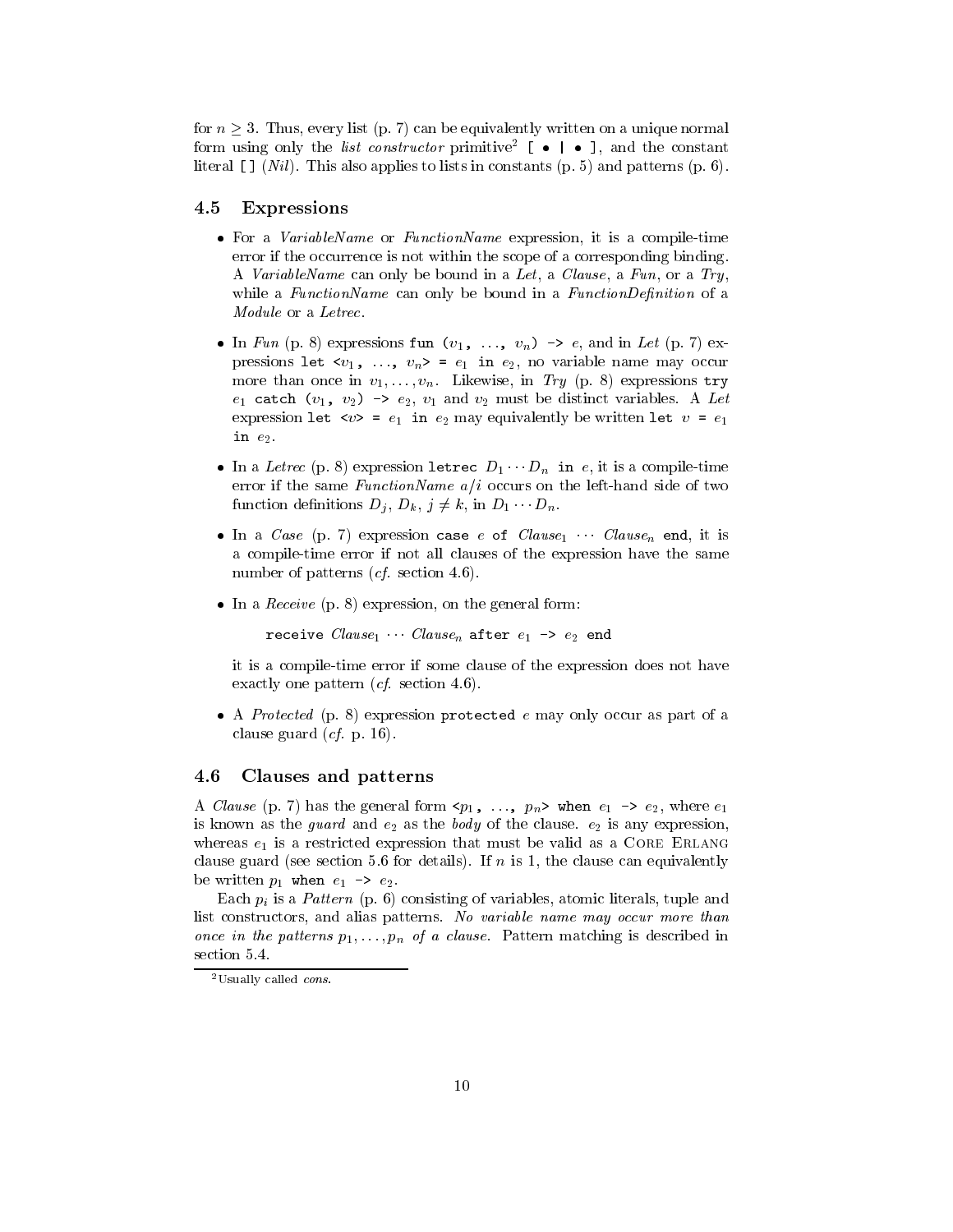for $n \geq 3$. Thus, every list (p. 7) can be equivalently written on a unique normal form using only the *list constructor* primitive[2] `[ • | • ]`, and the constant literal `[]` (*Nil*). This also applies to lists in constants (p. 5) and patterns (p. 6).

### 4.5 Expressions

- For a *VariableName* or *FunctionName* expression, it is a compile-time error if the occurrence is not within the scope of a corresponding binding. A *VariableName* can only be bound in a *Let*, a *Clause*, a *Fun*, or a *Try*, while a *FunctionName* can only be bound in a *FunctionDefinition* of a *Module* or a *Letrec*.

- In *Fun* (p. 8) expressions `fun` ($v_1$`,` ..., $v_n$) `->` $e$, and in *Let* (p. 7) expressions `let <`$v_1$`,` ..., $v_n$`> =` $e_1$ `in` $e_2$, no variable name may occur more than once in $v_1, \ldots, v_n$. Likewise, in *Try* (p. 8) expressions `try` $e_1$ `catch (`$v_1$`,` $v_2$`) ->` $e_2$, $v_1$ and $v_2$ must be distinct variables. A *Let* expression `let <`$v$`> =` $e_1$ `in` $e_2$ may equivalently be written `let` $v$ `=` $e_1$ `in` $e_2$.

- In a *Letrec* (p. 8) expression `letrec` $D_1 \cdots D_n$ `in` $e$, it is a compile-time error if the same *FunctionName* $a/i$ occurs on the left-hand side of two function definitions $D_j$, $D_k$, $j \neq k$, in $D_1 \cdots D_n$.

- In a *Case* (p. 7) expression `case` $e$ `of` $Clause_1 \cdots Clause_n$ `end`, it is a compile-time error if not all clauses of the expression have the same number of patterns (*cf.* section 4.6).

- In a *Receive* (p. 8) expression, on the general form:

  `receive` $Clause_1 \cdots Clause_n$ `after` $e_1$ `->` $e_2$ `end`

  it is a compile-time error if some clause of the expression does not have exactly one pattern (*cf.* section 4.6).

- A *Protected* (p. 8) expression `protected` $e$ may only occur as part of a clause guard (*cf.* p. 16).

### 4.6 Clauses and patterns

A *Clause* (p. 7) has the general form `<`$p_1$`,` ..., $p_n$`> when` $e_1$ `->` $e_2$, where $e_1$ is known as the *guard* and $e_2$ as the *body* of the clause. $e_2$ is any expression, whereas $e_1$ is a restricted expression that must be valid as a Core Erlang clause guard (see section 5.6 for details). If $n$ is 1, the clause can equivalently be written $p_1$ `when` $e_1$ `->` $e_2$.

Each $p_i$ is a *Pattern* (p. 6) consisting of variables, atomic literals, tuple and list constructors, and alias patterns. *No variable name may occur more than once in the patterns $p_1, \ldots, p_n$ of a clause.* Pattern matching is described in section 5.4.

[2] Usually called *cons*.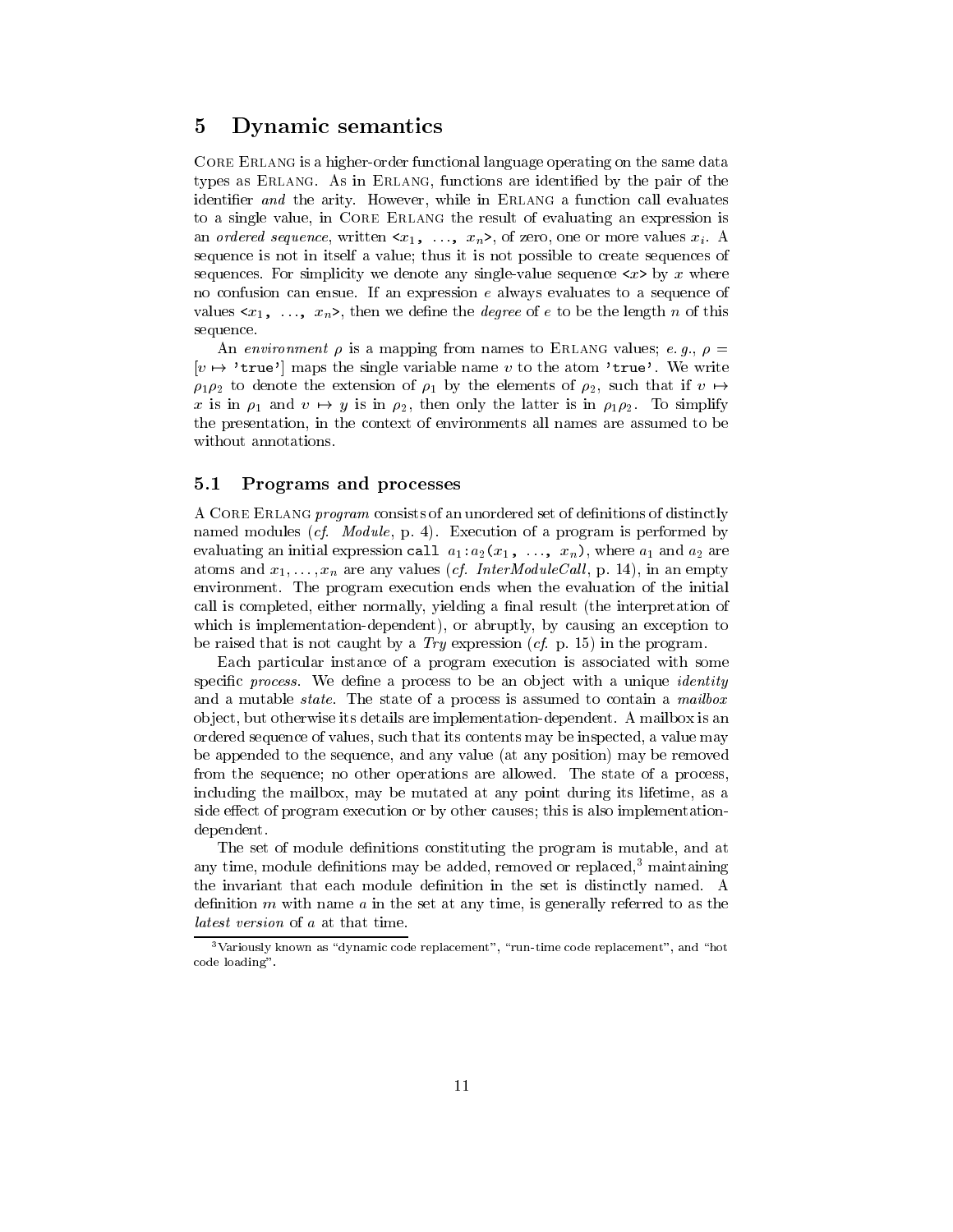# 5 Dynamic semantics

Core Erlang is a higher-order functional language operating on the same data types as Erlang. As in Erlang, functions are identified by the pair of the identifier *and* the arity. However, while in Erlang a function call evaluates to a single value, in Core Erlang the result of evaluating an expression is an *ordered sequence*, written `<`$x_1$`, ..., `$x_n$`>`, of zero, one or more values $x_i$. A sequence is not in itself a value; thus it is not possible to create sequences of sequences. For simplicity we denote any single-value sequence `<`$x$`>` by $x$ where no confusion can ensue. If an expression $e$ always evaluates to a sequence of values `<`$x_1$`, ..., `$x_n$`>`, then we define the *degree* of $e$ to be the length $n$ of this sequence.

An *environment* $\rho$ is a mapping from names to Erlang values; *e. g.*, $\rho =$ $[v \mapsto$ `'true'`$]$ maps the single variable name $v$ to the atom `'true'`. We write $\rho_1\rho_2$ to denote the extension of $\rho_1$ by the elements of $\rho_2$, such that if $v \mapsto x$ is in $\rho_1$ and $v \mapsto y$ is in $\rho_2$, then only the latter is in $\rho_1\rho_2$. To simplify the presentation, in the context of environments all names are assumed to be without annotations.

## 5.1 Programs and processes

A Core Erlang *program* consists of an unordered set of definitions of distinctly named modules (*cf. Module*, p. 4). Execution of a program is performed by evaluating an initial expression `call` $a_1$`:`$a_2$`(`$x_1$`, ..., `$x_n$`)`, where $a_1$ and $a_2$ are atoms and $x_1, \ldots, x_n$ are any values (*cf. InterModuleCall*, p. 14), in an empty environment. The program execution ends when the evaluation of the initial call is completed, either normally, yielding a final result (the interpretation of which is implementation-dependent), or abruptly, by causing an exception to be raised that is not caught by a *Try* expression (*cf.* p. 15) in the program.

Each particular instance of a program execution is associated with some specific *process*. We define a process to be an object with a unique *identity* and a mutable *state*. The state of a process is assumed to contain a *mailbox* object, but otherwise its details are implementation-dependent. A mailbox is an ordered sequence of values, such that its contents may be inspected, a value may be appended to the sequence, and any value (at any position) may be removed from the sequence; no other operations are allowed. The state of a process, including the mailbox, may be mutated at any point during its lifetime, as a side effect of program execution or by other causes; this is also implementation-dependent.

The set of module definitions constituting the program is mutable, and at any time, module definitions may be added, removed or replaced,[3] maintaining the invariant that each module definition in the set is distinctly named. A definition $m$ with name $a$ in the set at any time, is generally referred to as the *latest version* of $a$ at that time.

[3] Variously known as "dynamic code replacement", "run-time code replacement", and "hot code loading".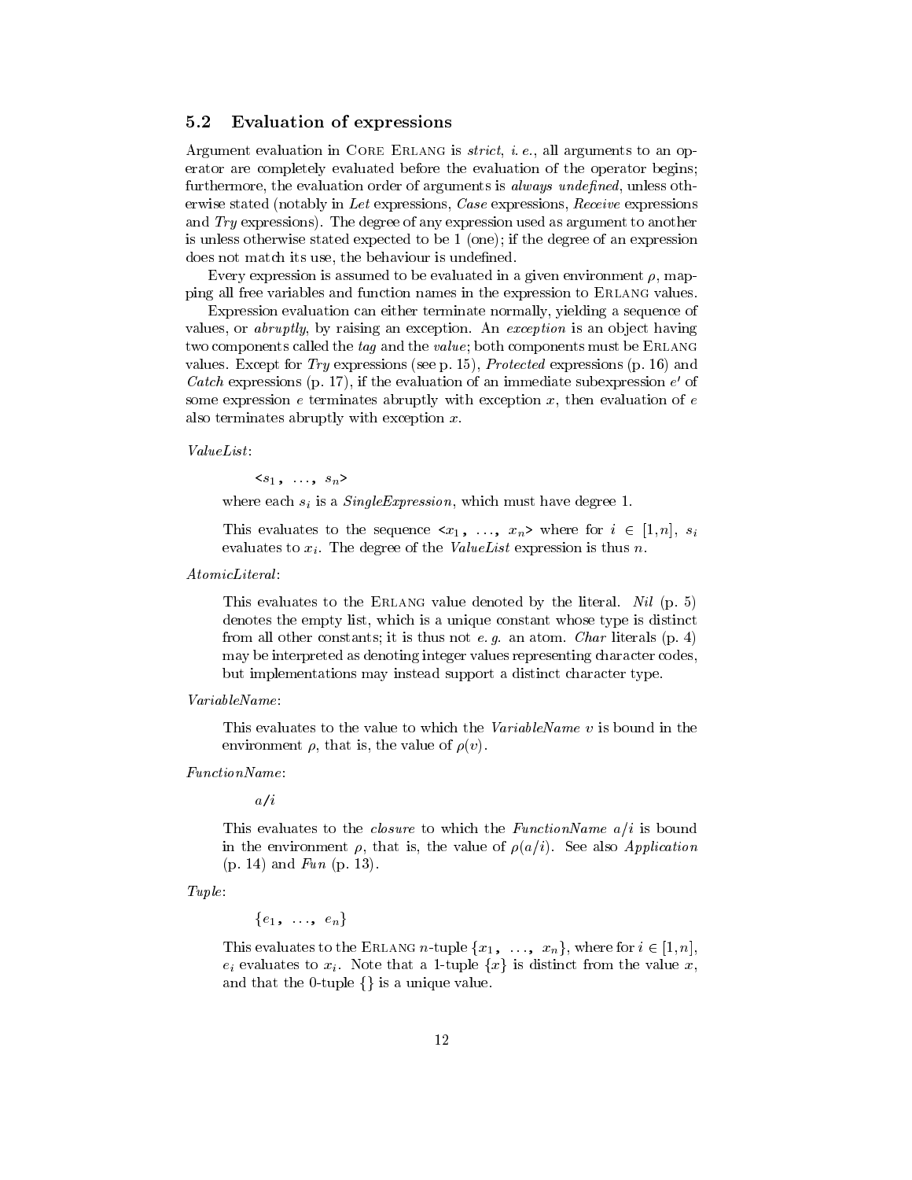## 5.2 Evaluation of expressions

Argument evaluation in Core Erlang is *strict*, *i. e.*, all arguments to an operator are completely evaluated before the evaluation of the operator begins; furthermore, the evaluation order of arguments is *always undefined*, unless otherwise stated (notably in *Let* expressions, *Case* expressions, *Receive* expressions and *Try* expressions). The degree of any expression used as argument to another is unless otherwise stated expected to be 1 (one); if the degree of an expression does not match its use, the behaviour is undefined.

Every expression is assumed to be evaluated in a given environment $\rho$, mapping all free variables and function names in the expression to Erlang values.

Expression evaluation can either terminate normally, yielding a sequence of values, or *abruptly*, by raising an exception. An *exception* is an object having two components called the *tag* and the *value*; both components must be Erlang values. Except for *Try* expressions (see p. 15), *Protected* expressions (p. 16) and *Catch* expressions (p. 17), if the evaluation of an immediate subexpression $e'$ of some expression $e$ terminates abruptly with exception $x$, then evaluation of $e$ also terminates abruptly with exception $x$.

*ValueList*:

> `<`$s_1$`,` ..., $s_n$`>`
>
> where each $s_i$ is a *SingleExpression*, which must have degree 1.
>
> This evaluates to the sequence `<`$x_1$`,` ..., $x_n$`>` where for $i \in [1,n]$, $s_i$ evaluates to $x_i$. The degree of the *ValueList* expression is thus $n$.

*AtomicLiteral*:

> This evaluates to the Erlang value denoted by the literal. *Nil* (p. 5) denotes the empty list, which is a unique constant whose type is distinct from all other constants; it is thus not *e. g.* an atom. *Char* literals (p. 4) may be interpreted as denoting integer values representing character codes, but implementations may instead support a distinct character type.

*VariableName*:

> This evaluates to the value to which the *VariableName* $v$ is bound in the environment $\rho$, that is, the value of $\rho(v)$.

*FunctionName*:

> $a$`/`$i$
>
> This evaluates to the *closure* to which the *FunctionName* $a/i$ is bound in the environment $\rho$, that is, the value of $\rho(a/i)$. See also *Application* (p. 14) and *Fun* (p. 13).

*Tuple*:

> `{`$e_1$`,` ..., $e_n$`}`
>
> This evaluates to the Erlang $n$-tuple `{`$x_1$`,` ..., $x_n$`}`, where for $i \in [1,n]$, $e_i$ evaluates to $x_i$. Note that a 1-tuple `{`$x$`}` is distinct from the value $x$, and that the 0-tuple `{}` is a unique value.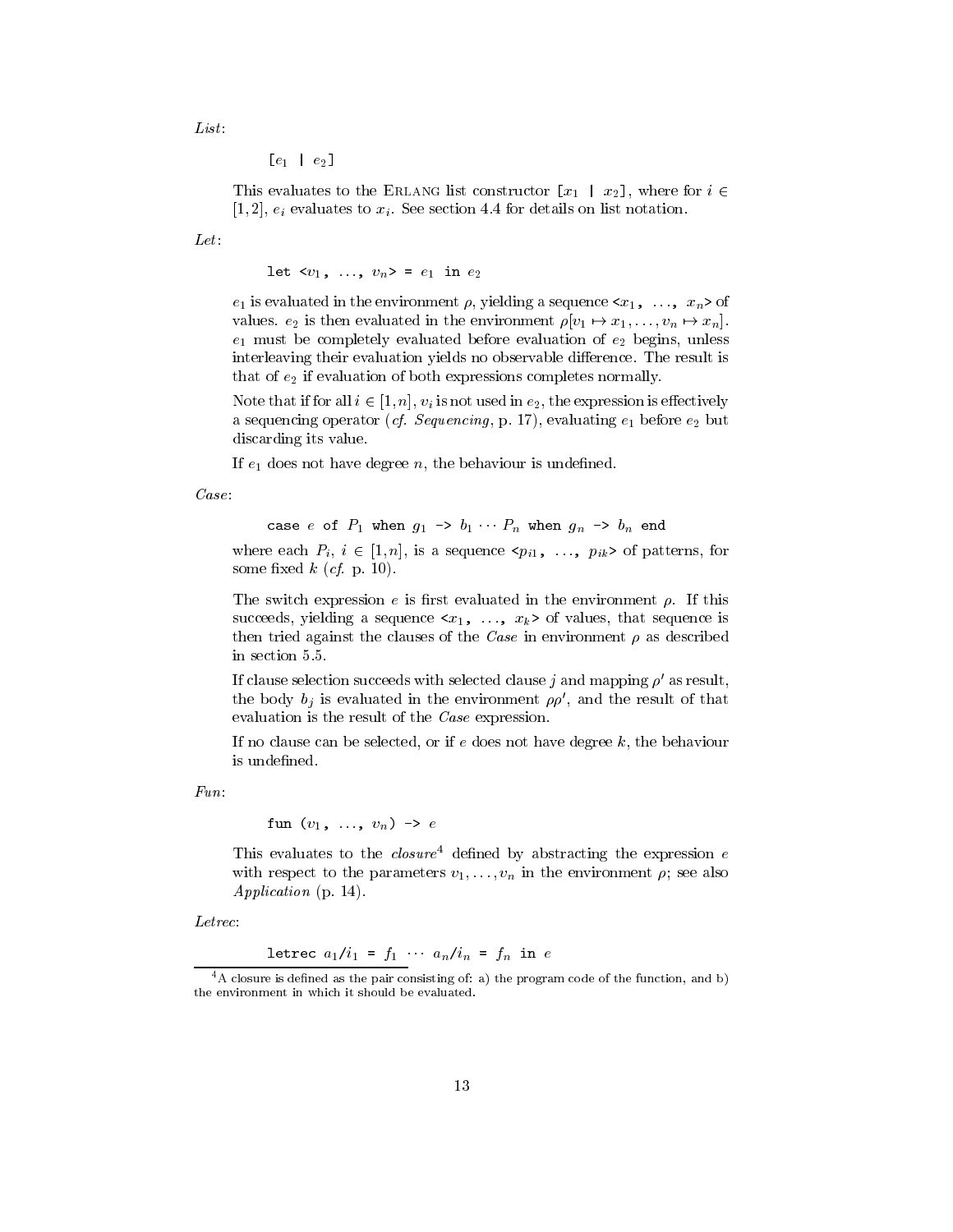*List*:

```
[e1 | e2]
```

This evaluates to the ERLANG list constructor `[x1 | x2]`, where for $i \in [1, 2]$, $e_i$ evaluates to $x_i$. See section 4.4 for details on list notation.

*Let*:

```
let <v1, ..., vn> = e1 in e2
```

$e_1$ is evaluated in the environment $\rho$, yielding a sequence `<x1, ..., xn>` of values. $e_2$ is then evaluated in the environment $\rho[v_1 \mapsto x_1, \ldots, v_n \mapsto x_n]$. $e_1$ must be completely evaluated before evaluation of $e_2$ begins, unless interleaving their evaluation yields no observable difference. The result is that of $e_2$ if evaluation of both expressions completes normally.

Note that if for all $i \in [1, n]$, $v_i$ is not used in $e_2$, the expression is effectively a sequencing operator (*cf. Sequencing*, p. 17), evaluating $e_1$ before $e_2$ but discarding its value.

If $e_1$ does not have degree $n$, the behaviour is undefined.

*Case*:

```
case e of P1 when g1 -> b1 ··· Pn when gn -> bn end
```

where each $P_i$, $i \in [1, n]$, is a sequence `<pi1, ..., pik>` of patterns, for some fixed $k$ (*cf.* p. 10).

The switch expression $e$ is first evaluated in the environment $\rho$. If this succeeds, yielding a sequence `<x1, ..., xk>` of values, that sequence is then tried against the clauses of the *Case* in environment $\rho$ as described in section 5.5.

If clause selection succeeds with selected clause $j$ and mapping $\rho'$ as result, the body $b_j$ is evaluated in the environment $\rho\rho'$, and the result of that evaluation is the result of the *Case* expression.

If no clause can be selected, or if $e$ does not have degree $k$, the behaviour is undefined.

*Fun*:

```
fun (v1, ..., vn) -> e
```

This evaluates to the *closure*[4] defined by abstracting the expression $e$ with respect to the parameters $v_1, \ldots, v_n$ in the environment $\rho$; see also *Application* (p. 14).

*Letrec*:

```
letrec a1/i1 = f1 ··· an/in = fn in e
```

[4] A closure is defined as the pair consisting of: a) the program code of the function, and b) the environment in which it should be evaluated.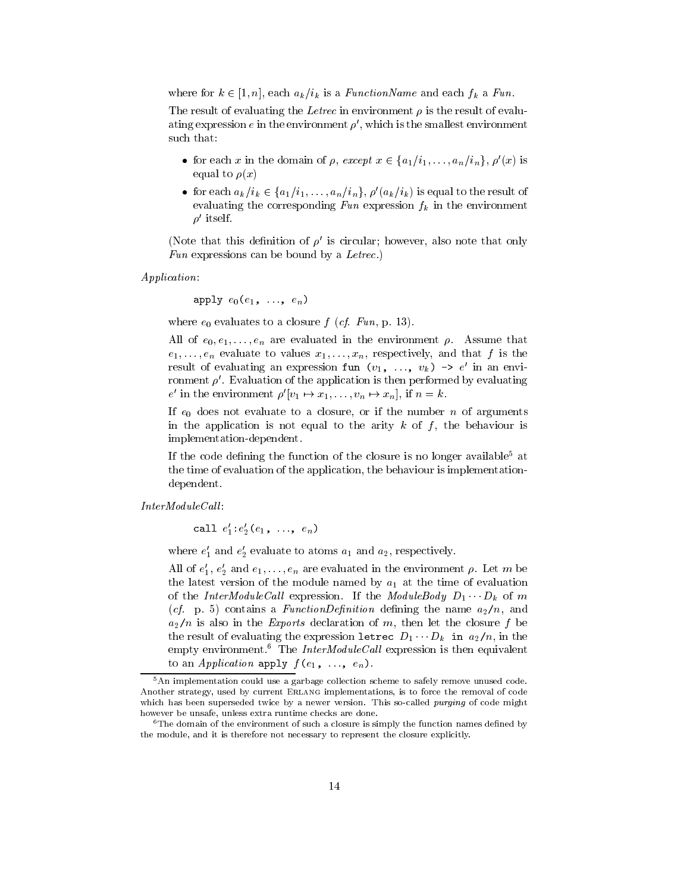where for $k \in [1, n]$, each $a_k/i_k$ is a *FunctionName* and each $f_k$ a *Fun*.

The result of evaluating the *Letrec* in environment $\rho$ is the result of evaluating expression $e$ in the environment $\rho'$, which is the smallest environment such that:

- for each $x$ in the domain of $\rho$, *except* $x \in \{a_1/i_1, \ldots, a_n/i_n\}$, $\rho'(x)$ is equal to $\rho(x)$
- for each $a_k/i_k \in \{a_1/i_1, \ldots, a_n/i_n\}$, $\rho'(a_k/i_k)$ is equal to the result of evaluating the corresponding *Fun* expression $f_k$ in the environment $\rho'$ itself.

(Note that this definition of $\rho'$ is circular; however, also note that only *Fun* expressions can be bound by a *Letrec*.)

*Application*:

> `apply` $e_0$`(`$e_1$`,` $\ldots$`,` $e_n$`)`

where $e_0$ evaluates to a closure $f$ (*cf.* *Fun*, p. 13).

All of $e_0, e_1, \ldots, e_n$ are evaluated in the environment $\rho$. Assume that $e_1, \ldots, e_n$ evaluate to values $x_1, \ldots, x_n$, respectively, and that $f$ is the result of evaluating an expression `fun (`$v_1$`,` $\ldots$`,` $v_k$`) ->` $e'$ in an environment $\rho'$. Evaluation of the application is then performed by evaluating $e'$ in the environment $\rho'[v_1 \mapsto x_1, \ldots, v_n \mapsto x_n]$, if $n = k$.

If $e_0$ does not evaluate to a closure, or if the number $n$ of arguments in the application is not equal to the arity $k$ of $f$, the behaviour is implementation-dependent.

If the code defining the function of the closure is no longer available[5] at the time of evaluation of the application, the behaviour is implementation-dependent.

*InterModuleCall*:

> `call` $e_1'$`:`$e_2'$`(`$e_1$`,` $\ldots$`,` $e_n$`)`

where $e_1'$ and $e_2'$ evaluate to atoms $a_1$ and $a_2$, respectively.

All of $e_1'$, $e_2'$ and $e_1, \ldots, e_n$ are evaluated in the environment $\rho$. Let $m$ be the latest version of the module named by $a_1$ at the time of evaluation of the *InterModuleCall* expression. If the *ModuleBody* $D_1 \cdots D_k$ of $m$ (*cf.* p. 5) contains a *FunctionDefinition* defining the name $a_2$`/`$n$, and $a_2$`/`$n$ is also in the *Exports* declaration of $m$, then let the closure $f$ be the result of evaluating the expression `letrec` $D_1 \cdots D_k$ `in` $a_2$`/`$n$, in the empty environment.[6] The *InterModuleCall* expression is then equivalent to an *Application* `apply` $f$`(`$e_1$`,` $\ldots$`,` $e_n$`)`.

---

[5] An implementation could use a garbage collection scheme to safely remove unused code. Another strategy, used by current ERLANG implementations, is to force the removal of code which has been superseded twice by a newer version. This so-called *purging* of code might however be unsafe, unless extra runtime checks are done.

[6] The domain of the environment of such a closure is simply the function names defined by the module, and it is therefore not necessary to represent the closure explicitly.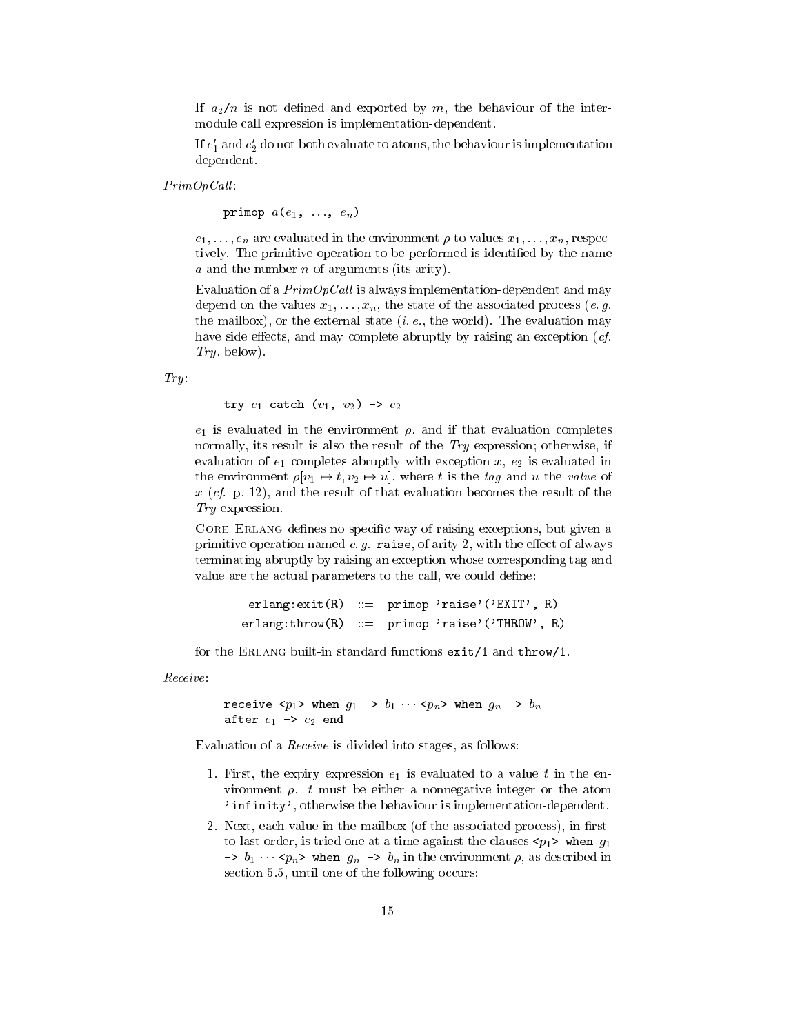If $a_2/n$ is not defined and exported by $m$, the behaviour of the inter-module call expression is implementation-dependent.

If $e'_1$ and $e'_2$ do not both evaluate to atoms, the behaviour is implementation-dependent.

*PrimOpCall*:

> `primop` $a$`(`$e_1$`, ...,` $e_n$`)`

$e_1, \ldots, e_n$ are evaluated in the environment $\rho$ to values $x_1, \ldots, x_n$, respectively. The primitive operation to be performed is identified by the name $a$ and the number $n$ of arguments (its arity).

Evaluation of a *PrimOpCall* is always implementation-dependent and may depend on the values $x_1, \ldots, x_n$, the state of the associated process (*e. g.* the mailbox), or the external state (*i. e.*, the world). The evaluation may have side effects, and may complete abruptly by raising an exception (*cf.* *Try*, below).

*Try*:

> `try` $e_1$ `catch (`$v_1$`,` $v_2$`) ->` $e_2$

$e_1$ is evaluated in the environment $\rho$, and if that evaluation completes normally, its result is also the result of the *Try* expression; otherwise, if evaluation of $e_1$ completes abruptly with exception $x$, $e_2$ is evaluated in the environment $\rho[v_1 \mapsto t, v_2 \mapsto u]$, where $t$ is the *tag* and $u$ the *value* of $x$ (*cf.* p. 12), and the result of that evaluation becomes the result of the *Try* expression.

Core Erlang defines no specific way of raising exceptions, but given a primitive operation named *e. g.* `raise`, of arity 2, with the effect of always terminating abruptly by raising an exception whose corresponding tag and value are the actual parameters to the call, we could define:

```
 erlang:exit(R)  ::=  primop 'raise'('EXIT', R)
erlang:throw(R)  ::=  primop 'raise'('THROW', R)
```

for the Erlang built-in standard functions `exit/1` and `throw/1`.

*Receive*:

> `receive <`$p_1$`> when` $g_1$ `->` $b_1$ $\cdots$ `<`$p_n$`> when` $g_n$ `->` $b_n$
> `after` $e_1$ `->` $e_2$ `end`

Evaluation of a *Receive* is divided into stages, as follows:

1. First, the expiry expression $e_1$ is evaluated to a value $t$ in the environment $\rho$. $t$ must be either a nonnegative integer or the atom `'infinity'`, otherwise the behaviour is implementation-dependent.
2. Next, each value in the mailbox (of the associated process), in first-to-last order, is tried one at a time against the clauses `<`$p_1$`> when` $g_1$ `->` $b_1$ $\cdots$ `<`$p_n$`> when` $g_n$ `->` $b_n$ in the environment $\rho$, as described in section 5.5, until one of the following occurs: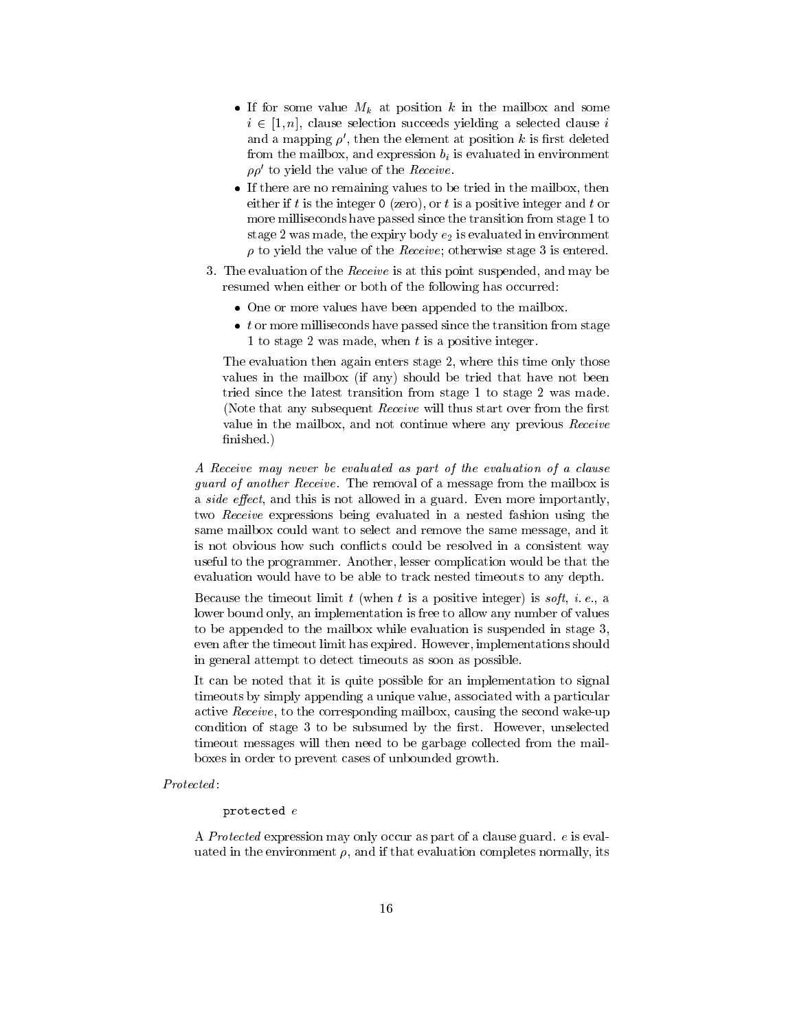- If for some value $M_k$ at position $k$ in the mailbox and some $i \in [1, n]$, clause selection succeeds yielding a selected clause $i$ and a mapping $\rho'$, then the element at position $k$ is first deleted from the mailbox, and expression $b_i$ is evaluated in environment $\rho\rho'$ to yield the value of the *Receive*.
- If there are no remaining values to be tried in the mailbox, then either if $t$ is the integer `0` (zero), or $t$ is a positive integer and $t$ or more milliseconds have passed since the transition from stage 1 to stage 2 was made, the expiry body $e_2$ is evaluated in environment $\rho$ to yield the value of the *Receive*; otherwise stage 3 is entered.

3. The evaluation of the *Receive* is at this point suspended, and may be resumed when either or both of the following has occurred:

   - One or more values have been appended to the mailbox.
   - $t$ or more milliseconds have passed since the transition from stage 1 to stage 2 was made, when $t$ is a positive integer.

   The evaluation then again enters stage 2, where this time only those values in the mailbox (if any) should be tried that have not been tried since the latest transition from stage 1 to stage 2 was made. (Note that any subsequent *Receive* will thus start over from the first value in the mailbox, and not continue where any previous *Receive* finished.)

*A Receive may never be evaluated as part of the evaluation of a clause guard of another Receive.* The removal of a message from the mailbox is a *side effect*, and this is not allowed in a guard. Even more importantly, two *Receive* expressions being evaluated in a nested fashion using the same mailbox could want to select and remove the same message, and it is not obvious how such conflicts could be resolved in a consistent way useful to the programmer. Another, lesser complication would be that the evaluation would have to be able to track nested timeouts to any depth.

Because the timeout limit $t$ (when $t$ is a positive integer) is *soft*, *i. e.*, a lower bound only, an implementation is free to allow any number of values to be appended to the mailbox while evaluation is suspended in stage 3, even after the timeout limit has expired. However, implementations should in general attempt to detect timeouts as soon as possible.

It can be noted that it is quite possible for an implementation to signal timeouts by simply appending a unique value, associated with a particular active *Receive*, to the corresponding mailbox, causing the second wake-up condition of stage 3 to be subsumed by the first. However, unselected timeout messages will then need to be garbage collected from the mailboxes in order to prevent cases of unbounded growth.

*Protected*:

```
protected e
```

A *Protected* expression may only occur as part of a clause guard. $e$ is evaluated in the environment $\rho$, and if that evaluation completes normally, its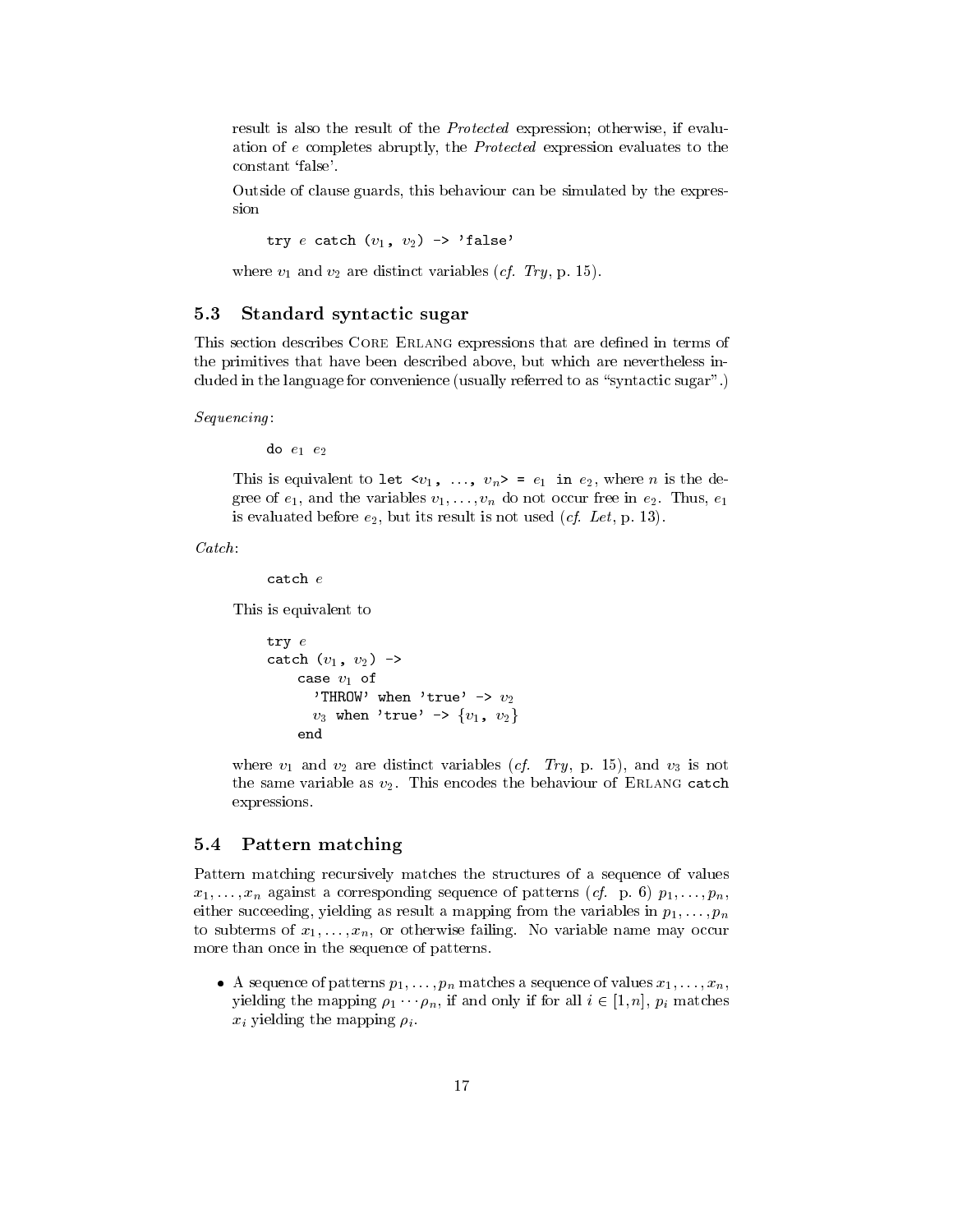result is also the result of the *Protected* expression; otherwise, if evaluation of $e$ completes abruptly, the *Protected* expression evaluates to the constant 'false'.

Outside of clause guards, this behaviour can be simulated by the expression

```
try e catch (v1, v2) -> 'false'
```

where $v_1$ and $v_2$ are distinct variables (*cf.* *Try*, p. 15).

### 5.3 Standard syntactic sugar

This section describes Core Erlang expressions that are defined in terms of the primitives that have been described above, but which are nevertheless included in the language for convenience (usually referred to as "syntactic sugar".)

*Sequencing*:

```
do e1 e2
```

This is equivalent to `let <`$v_1$`, ..., `$v_n$`> = `$e_1$` in `$e_2$, where $n$ is the degree of $e_1$, and the variables $v_1, \ldots, v_n$ do not occur free in $e_2$. Thus, $e_1$ is evaluated before $e_2$, but its result is not used (*cf.* *Let*, p. 13).

*Catch*:

```
catch e
```

This is equivalent to

```
try e
catch (v1, v2) ->
    case v1 of
      'THROW' when 'true' -> v2
      v3 when 'true' -> {v1, v2}
    end
```

where $v_1$ and $v_2$ are distinct variables (*cf.* *Try*, p. 15), and $v_3$ is not the same variable as $v_2$. This encodes the behaviour of Erlang `catch` expressions.

### 5.4 Pattern matching

Pattern matching recursively matches the structures of a sequence of values $x_1, \ldots, x_n$ against a corresponding sequence of patterns (*cf.* p. 6) $p_1, \ldots, p_n$, either succeeding, yielding as result a mapping from the variables in $p_1, \ldots, p_n$ to subterms of $x_1, \ldots, x_n$, or otherwise failing. No variable name may occur more than once in the sequence of patterns.

- A sequence of patterns $p_1, \ldots, p_n$ matches a sequence of values $x_1, \ldots, x_n$, yielding the mapping $\rho_1 \cdots \rho_n$, if and only if for all $i \in [1, n]$, $p_i$ matches $x_i$ yielding the mapping $\rho_i$.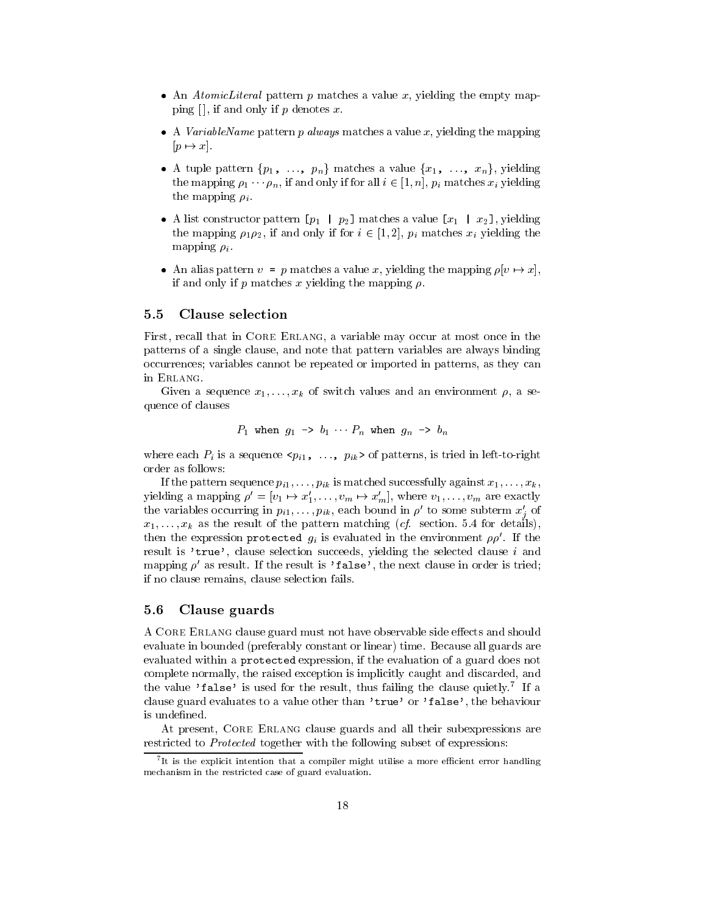- An *AtomicLiteral* pattern $p$ matches a value $x$, yielding the empty mapping $[]$, if and only if $p$ denotes $x$.

- A *VariableName* pattern $p$ *always* matches a value $x$, yielding the mapping $[p \mapsto x]$.

- A tuple pattern $\{p_1, \ldots, p_n\}$ matches a value $\{x_1, \ldots, x_n\}$, yielding the mapping $\rho_1 \cdots \rho_n$, if and only if for all $i \in [1, n]$, $p_i$ matches $x_i$ yielding the mapping $\rho_i$.

- A list constructor pattern $[p_1 \mid p_2]$ matches a value $[x_1 \mid x_2]$, yielding the mapping $\rho_1 \rho_2$, if and only if for $i \in [1, 2]$, $p_i$ matches $x_i$ yielding the mapping $\rho_i$.

- An alias pattern $v$ `=` $p$ matches a value $x$, yielding the mapping $\rho[v \mapsto x]$, if and only if $p$ matches $x$ yielding the mapping $\rho$.

### 5.5 Clause selection

First, recall that in Core Erlang, a variable may occur at most once in the patterns of a single clause, and note that pattern variables are always binding occurrences; variables cannot be repeated or imported in patterns, as they can in Erlang.

Given a sequence $x_1, \ldots, x_k$ of switch values and an environment $\rho$, a sequence of clauses

$$P_1 \texttt{ when } g_1 \texttt{ -> } b_1 \cdots P_n \texttt{ when } g_n \texttt{ -> } b_n$$

where each $P_i$ is a sequence $\texttt{<}p_{i1}, \ldots, p_{ik}\texttt{>}$ of patterns, is tried in left-to-right order as follows:

If the pattern sequence $p_{i1}, \ldots, p_{ik}$ is matched successfully against $x_1, \ldots, x_k$, yielding a mapping $\rho' = [v_1 \mapsto x'_1, \ldots, v_m \mapsto x'_m]$, where $v_1, \ldots, v_m$ are exactly the variables occurring in $p_{i1}, \ldots, p_{ik}$, each bound in $\rho'$ to some subterm $x'_j$ of $x_1, \ldots, x_k$ as the result of the pattern matching (*cf.* section. 5.4 for details), then the expression `protected` $g_i$ is evaluated in the environment $\rho\rho'$. If the result is `'true'`, clause selection succeeds, yielding the selected clause $i$ and mapping $\rho'$ as result. If the result is `'false'`, the next clause in order is tried; if no clause remains, clause selection fails.

### 5.6 Clause guards

A Core Erlang clause guard must not have observable side effects and should evaluate in bounded (preferably constant or linear) time. Because all guards are evaluated within a `protected` expression, if the evaluation of a guard does not complete normally, the raised exception is implicitly caught and discarded, and the value `'false'` is used for the result, thus failing the clause quietly.[7] If a clause guard evaluates to a value other than `'true'` or `'false'`, the behaviour is undefined.

At present, Core Erlang clause guards and all their subexpressions are restricted to *Protected* together with the following subset of expressions:

[7] It is the explicit intention that a compiler might utilise a more efficient error handling mechanism in the restricted case of guard evaluation.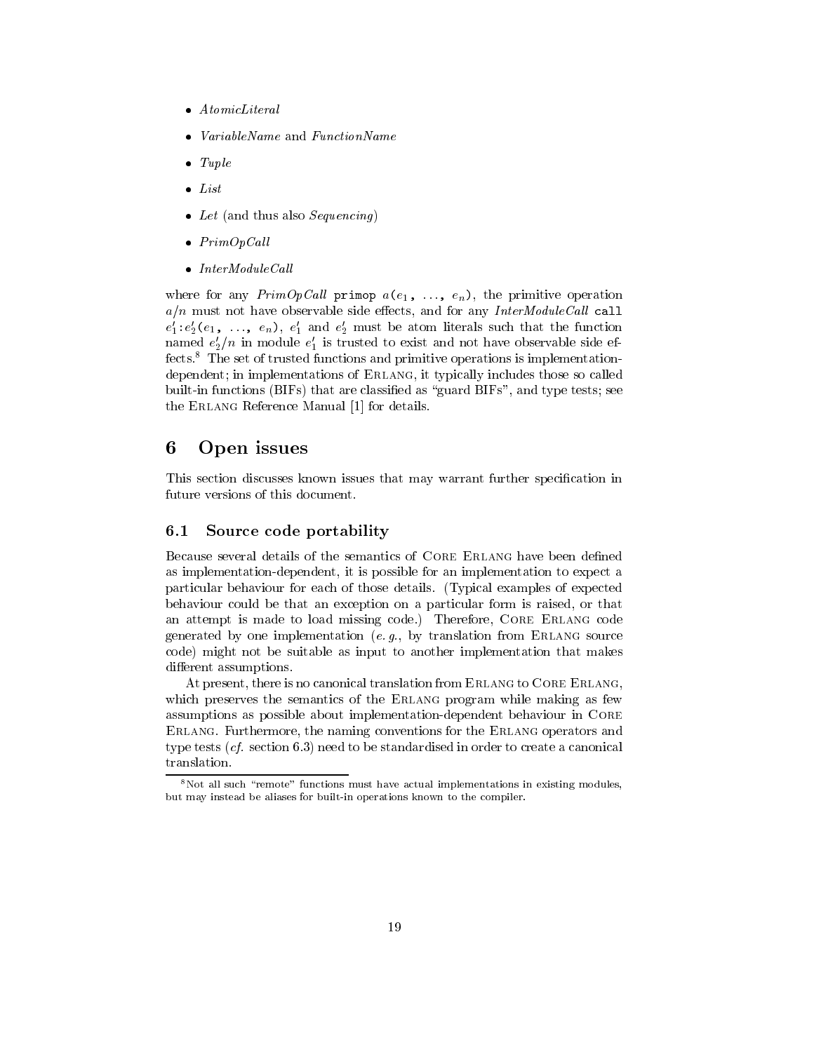- *AtomicLiteral*
- *VariableName* and *FunctionName*
- *Tuple*
- *List*
- *Let* (and thus also *Sequencing*)
- *PrimOpCall*
- *InterModuleCall*

where for any *PrimOpCall* `primop` $a$`(`$e_1$`, ...,` $e_n$`)`, the primitive operation $a/n$ must not have observable side effects, and for any *InterModuleCall* `call` $e'_1$`:`$e'_2$`(`$e_1$`, ...,` $e_n$`)`, $e'_1$ and $e'_2$ must be atom literals such that the function named $e'_2/n$ in module $e'_1$ is trusted to exist and not have observable side effects.[8] The set of trusted functions and primitive operations is implementation-dependent; in implementations of Erlang, it typically includes those so called built-in functions (BIFs) that are classified as "guard BIFs", and type tests; see the Erlang Reference Manual [1] for details.

# 6 Open issues

This section discusses known issues that may warrant further specification in future versions of this document.

## 6.1 Source code portability

Because several details of the semantics of Core Erlang have been defined as implementation-dependent, it is possible for an implementation to expect a particular behaviour for each of those details. (Typical examples of expected behaviour could be that an exception on a particular form is raised, or that an attempt is made to load missing code.) Therefore, Core Erlang code generated by one implementation (*e.g.*, by translation from Erlang source code) might not be suitable as input to another implementation that makes different assumptions.

At present, there is no canonical translation from Erlang to Core Erlang, which preserves the semantics of the Erlang program while making as few assumptions as possible about implementation-dependent behaviour in Core Erlang. Furthermore, the naming conventions for the Erlang operators and type tests (*cf.* section 6.3) need to be standardised in order to create a canonical translation.

[8] Not all such "remote" functions must have actual implementations in existing modules, but may instead be aliases for built-in operations known to the compiler.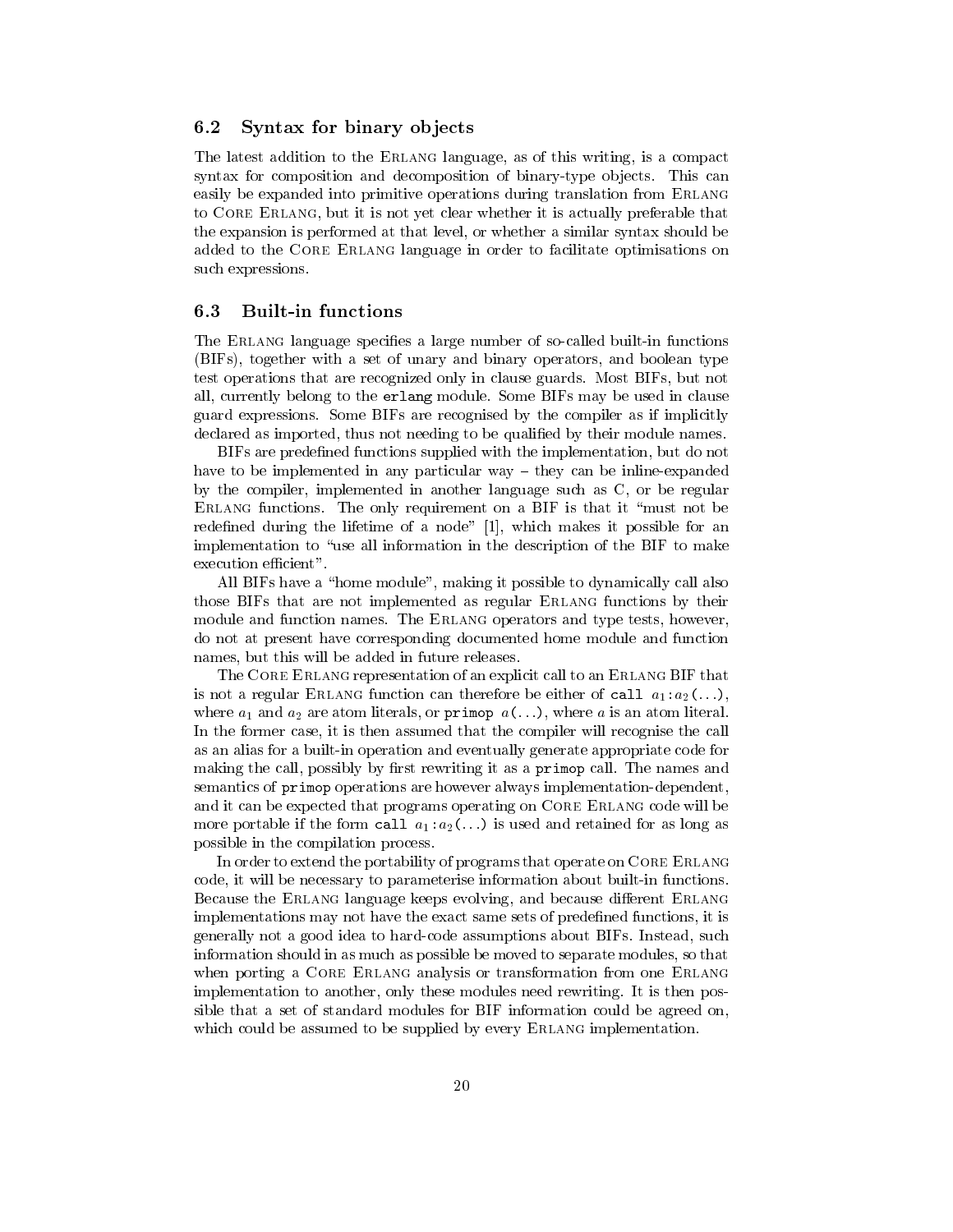### 6.2 Syntax for binary objects

The latest addition to the Erlang language, as of this writing, is a compact syntax for composition and decomposition of binary-type objects. This can easily be expanded into primitive operations during translation from Erlang to Core Erlang, but it is not yet clear whether it is actually preferable that the expansion is performed at that level, or whether a similar syntax should be added to the Core Erlang language in order to facilitate optimisations on such expressions.

### 6.3 Built-in functions

The Erlang language specifies a large number of so-called built-in functions (BIFs), together with a set of unary and binary operators, and boolean type test operations that are recognized only in clause guards. Most BIFs, but not all, currently belong to the `erlang` module. Some BIFs may be used in clause guard expressions. Some BIFs are recognised by the compiler as if implicitly declared as imported, thus not needing to be qualified by their module names.

BIFs are predefined functions supplied with the implementation, but do not have to be implemented in any particular way – they can be inline-expanded by the compiler, implemented in another language such as C, or be regular Erlang functions. The only requirement on a BIF is that it "must not be redefined during the lifetime of a node" [1], which makes it possible for an implementation to "use all information in the description of the BIF to make execution efficient".

All BIFs have a "home module", making it possible to dynamically call also those BIFs that are not implemented as regular Erlang functions by their module and function names. The Erlang operators and type tests, however, do not at present have corresponding documented home module and function names, but this will be added in future releases.

The Core Erlang representation of an explicit call to an Erlang BIF that is not a regular Erlang function can therefore be either of `call` $a_1$`:`$a_2$`(...)`, where $a_1$ and $a_2$ are atom literals, or `primop` $a$`(...)`, where $a$ is an atom literal. In the former case, it is then assumed that the compiler will recognise the call as an alias for a built-in operation and eventually generate appropriate code for making the call, possibly by first rewriting it as a `primop` call. The names and semantics of `primop` operations are however always implementation-dependent, and it can be expected that programs operating on Core Erlang code will be more portable if the form `call` $a_1$`:`$a_2$`(...)` is used and retained for as long as possible in the compilation process.

In order to extend the portability of programs that operate on Core Erlang code, it will be necessary to parameterise information about built-in functions. Because the Erlang language keeps evolving, and because different Erlang implementations may not have the exact same sets of predefined functions, it is generally not a good idea to hard-code assumptions about BIFs. Instead, such information should in as much as possible be moved to separate modules, so that when porting a Core Erlang analysis or transformation from one Erlang implementation to another, only these modules need rewriting. It is then possible that a set of standard modules for BIF information could be agreed on, which could be assumed to be supplied by every Erlang implementation.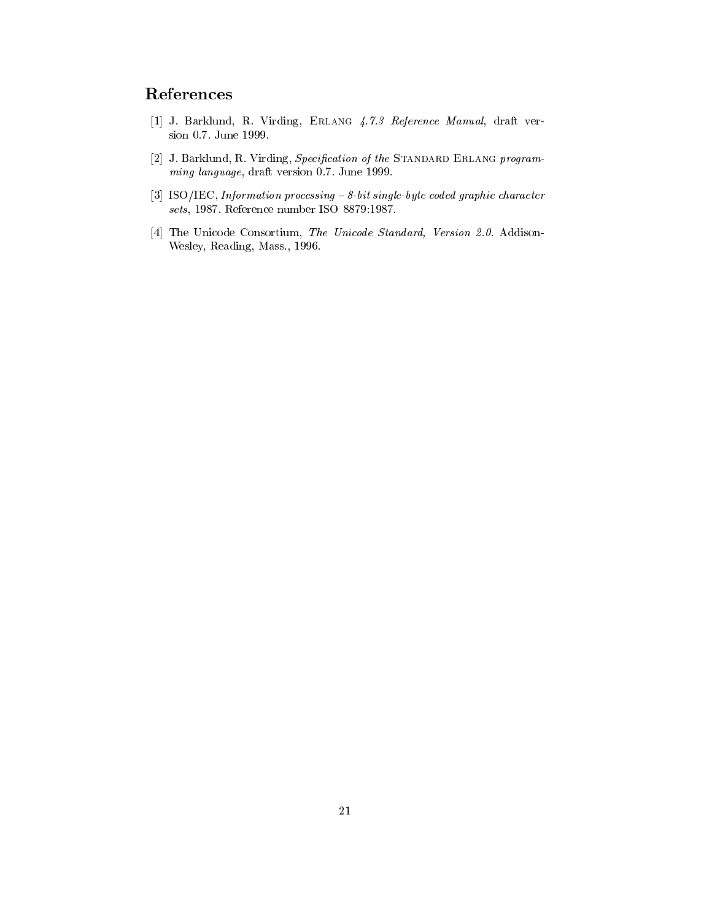# References

[1] J. Barklund, R. Virding, Erlang *4.7.3 Reference Manual*, draft version 0.7. June 1999.

[2] J. Barklund, R. Virding, *Specification of the* Standard Erlang *programming language*, draft version 0.7. June 1999.

[3] ISO/IEC, *Information processing – 8-bit single-byte coded graphic character sets*, 1987. Reference number ISO 8879:1987.

[4] The Unicode Consortium, *The Unicode Standard, Version 2.0*. Addison-Wesley, Reading, Mass., 1996.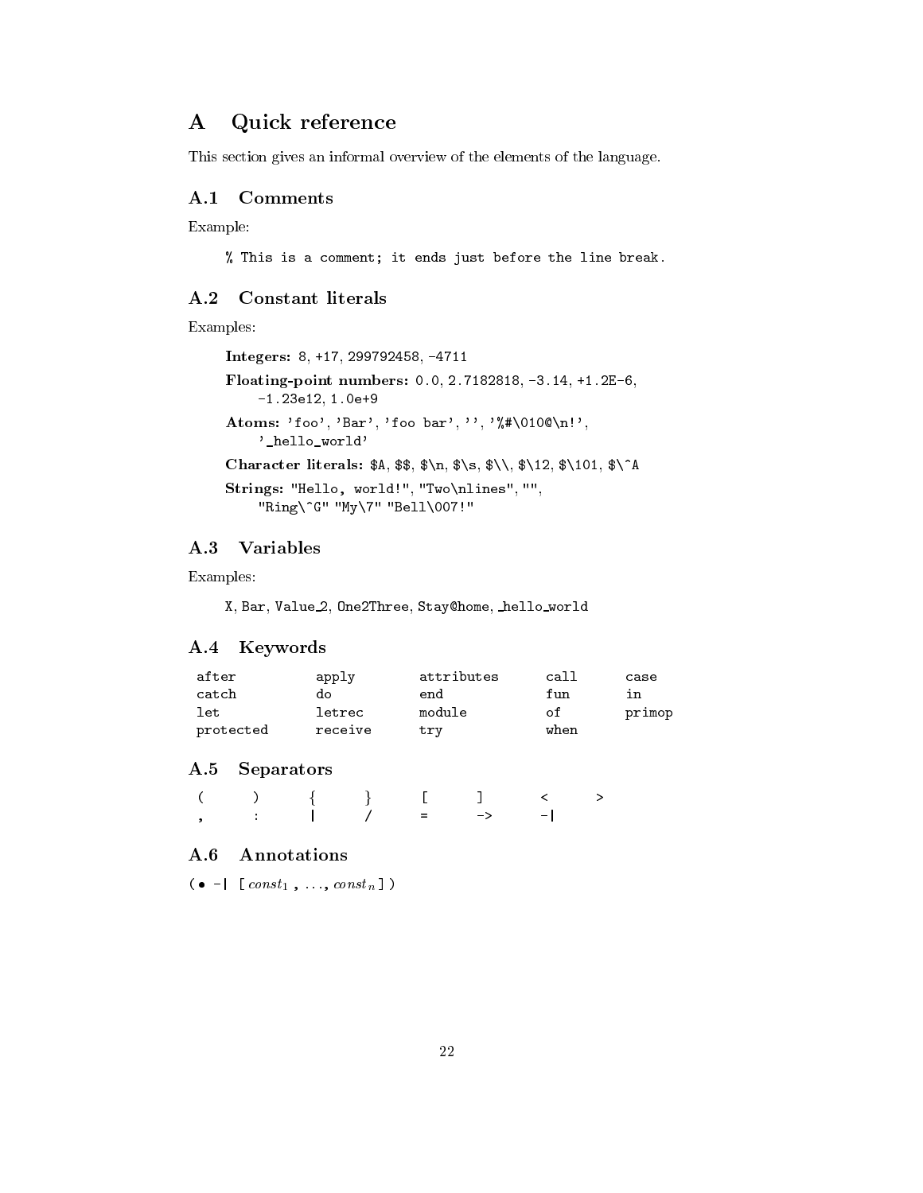# A Quick reference

This section gives an informal overview of the elements of the language.

## A.1 Comments

Example:

```
% This is a comment; it ends just before the line break.
```

## A.2 Constant literals

Examples:

**Integers:** `8`, `+17`, `299792458`, `-4711`

**Floating-point numbers:** `0.0`, `2.7182818`, `-3.14`, `+1.2E-6`, `-1.23e12`, `1.0e+9`

**Atoms:** `'foo'`, `'Bar'`, `'foo bar'`, `''`, `'%#\010@\n!'`, `'_hello_world'`

**Character literals:** `$A`, `$$`, `$\n`, `$\s`, `$\\`, `$\12`, `$\101`, `$\^A`

**Strings:** `"Hello, world!"`, `"Two\nlines"`, `""`, `"Ring\^G" "My\7" "Bell\007!"`

## A.3 Variables

Examples:

`X`, `Bar`, `Value_2`, `One2Three`, `Stay@home`, `_hello_world`

## A.4 Keywords

| | | | | |
|---|---|---|---|---|
| after | apply | attributes | call | case |
| catch | do | end | fun | in |
| let | letrec | module | of | primop |
| protected | receive | try | when | |

## A.5 Separators

| | | | | | | | |
|---|---|---|---|---|---|---|---|
| ( | ) | { | } | [ | ] | < | > |
| , | : | \| | / | = | -> | -\| | |

## A.6 Annotations

`(` • `-|` `[` $const_1$ `,` ..., $const_n$ `]` `)`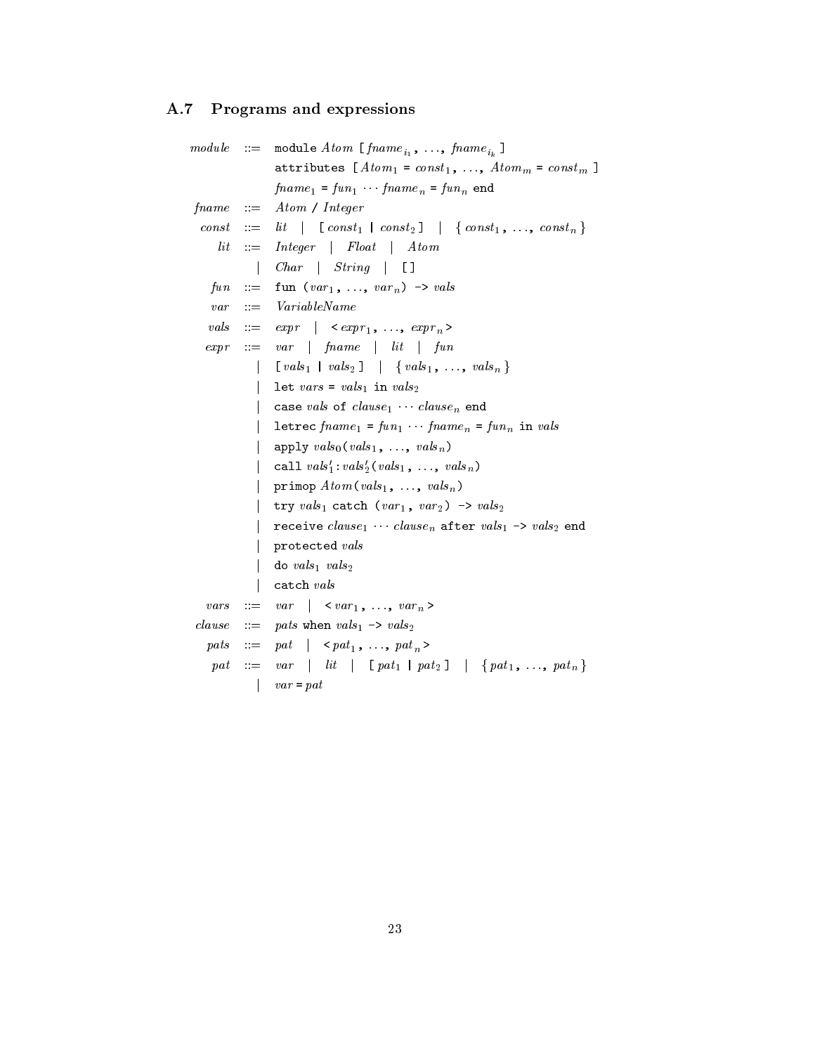## A.7 Programs and expressions

$$
\begin{array}{rcl}
\mathit{module} & ::= & \texttt{module}\ \mathit{Atom}\ \texttt{[}\mathit{fname}_{i_1}\texttt{,}\ \ldots\texttt{,}\ \mathit{fname}_{i_k}\texttt{]} \\
 & & \texttt{attributes}\ \texttt{[}\mathit{Atom}_1\ \texttt{=}\ \mathit{const}_1\texttt{,}\ \ldots\texttt{,}\ \mathit{Atom}_m\ \texttt{=}\ \mathit{const}_m\texttt{]} \\
 & & \mathit{fname}_1\ \texttt{=}\ \mathit{fun}_1\ \cdots\ \mathit{fname}_n\ \texttt{=}\ \mathit{fun}_n\ \texttt{end} \\
\mathit{fname} & ::= & \mathit{Atom}\ \texttt{/}\ \mathit{Integer} \\
\mathit{const} & ::= & \mathit{lit}\ \mid\ \texttt{[}\mathit{const}_1\ \texttt{|}\ \mathit{const}_2\texttt{]}\ \mid\ \texttt{\{}\mathit{const}_1\texttt{,}\ \ldots\texttt{,}\ \mathit{const}_n\texttt{\}} \\
\mathit{lit} & ::= & \mathit{Integer}\ \mid\ \mathit{Float}\ \mid\ \mathit{Atom} \\
 & \mid & \mathit{Char}\ \mid\ \mathit{String}\ \mid\ \texttt{[]} \\
\mathit{fun} & ::= & \texttt{fun}\ \texttt{(}\mathit{var}_1\texttt{,}\ \ldots\texttt{,}\ \mathit{var}_n\texttt{)}\ \texttt{->}\ \mathit{vals} \\
\mathit{var} & ::= & \mathit{VariableName} \\
\mathit{vals} & ::= & \mathit{expr}\ \mid\ \texttt{<}\mathit{expr}_1\texttt{,}\ \ldots\texttt{,}\ \mathit{expr}_n\texttt{>} \\
\mathit{expr} & ::= & \mathit{var}\ \mid\ \mathit{fname}\ \mid\ \mathit{lit}\ \mid\ \mathit{fun} \\
 & \mid & \texttt{[}\mathit{vals}_1\ \texttt{|}\ \mathit{vals}_2\texttt{]}\ \mid\ \texttt{\{}\mathit{vals}_1\texttt{,}\ \ldots\texttt{,}\ \mathit{vals}_n\texttt{\}} \\
 & \mid & \texttt{let}\ \mathit{vars}\ \texttt{=}\ \mathit{vals}_1\ \texttt{in}\ \mathit{vals}_2 \\
 & \mid & \texttt{case}\ \mathit{vals}\ \texttt{of}\ \mathit{clause}_1\ \cdots\ \mathit{clause}_n\ \texttt{end} \\
 & \mid & \texttt{letrec}\ \mathit{fname}_1\ \texttt{=}\ \mathit{fun}_1\ \cdots\ \mathit{fname}_n\ \texttt{=}\ \mathit{fun}_n\ \texttt{in}\ \mathit{vals} \\
 & \mid & \texttt{apply}\ \mathit{vals}_0\texttt{(}\mathit{vals}_1\texttt{,}\ \ldots\texttt{,}\ \mathit{vals}_n\texttt{)} \\
 & \mid & \texttt{call}\ \mathit{vals}'_1\texttt{:}\mathit{vals}'_2\texttt{(}\mathit{vals}_1\texttt{,}\ \ldots\texttt{,}\ \mathit{vals}_n\texttt{)} \\
 & \mid & \texttt{primop}\ \mathit{Atom}\texttt{(}\mathit{vals}_1\texttt{,}\ \ldots\texttt{,}\ \mathit{vals}_n\texttt{)} \\
 & \mid & \texttt{try}\ \mathit{vals}_1\ \texttt{catch}\ \texttt{(}\mathit{var}_1\texttt{,}\ \mathit{var}_2\texttt{)}\ \texttt{->}\ \mathit{vals}_2 \\
 & \mid & \texttt{receive}\ \mathit{clause}_1\ \cdots\ \mathit{clause}_n\ \texttt{after}\ \mathit{vals}_1\ \texttt{->}\ \mathit{vals}_2\ \texttt{end} \\
 & \mid & \texttt{protected}\ \mathit{vals} \\
 & \mid & \texttt{do}\ \mathit{vals}_1\ \mathit{vals}_2 \\
 & \mid & \texttt{catch}\ \mathit{vals} \\
\mathit{vars} & ::= & \mathit{var}\ \mid\ \texttt{<}\mathit{var}_1\texttt{,}\ \ldots\texttt{,}\ \mathit{var}_n\texttt{>} \\
\mathit{clause} & ::= & \mathit{pats}\ \texttt{when}\ \mathit{vals}_1\ \texttt{->}\ \mathit{vals}_2 \\
\mathit{pats} & ::= & \mathit{pat}\ \mid\ \texttt{<}\mathit{pat}_1\texttt{,}\ \ldots\texttt{,}\ \mathit{pat}_n\texttt{>} \\
\mathit{pat} & ::= & \mathit{var}\ \mid\ \mathit{lit}\ \mid\ \texttt{[}\mathit{pat}_1\ \texttt{|}\ \mathit{pat}_2\texttt{]}\ \mid\ \texttt{\{}\mathit{pat}_1\texttt{,}\ \ldots\texttt{,}\ \mathit{pat}_n\texttt{\}} \\
 & \mid & \mathit{var}\ \texttt{=}\ \mathit{pat}
\end{array}
$$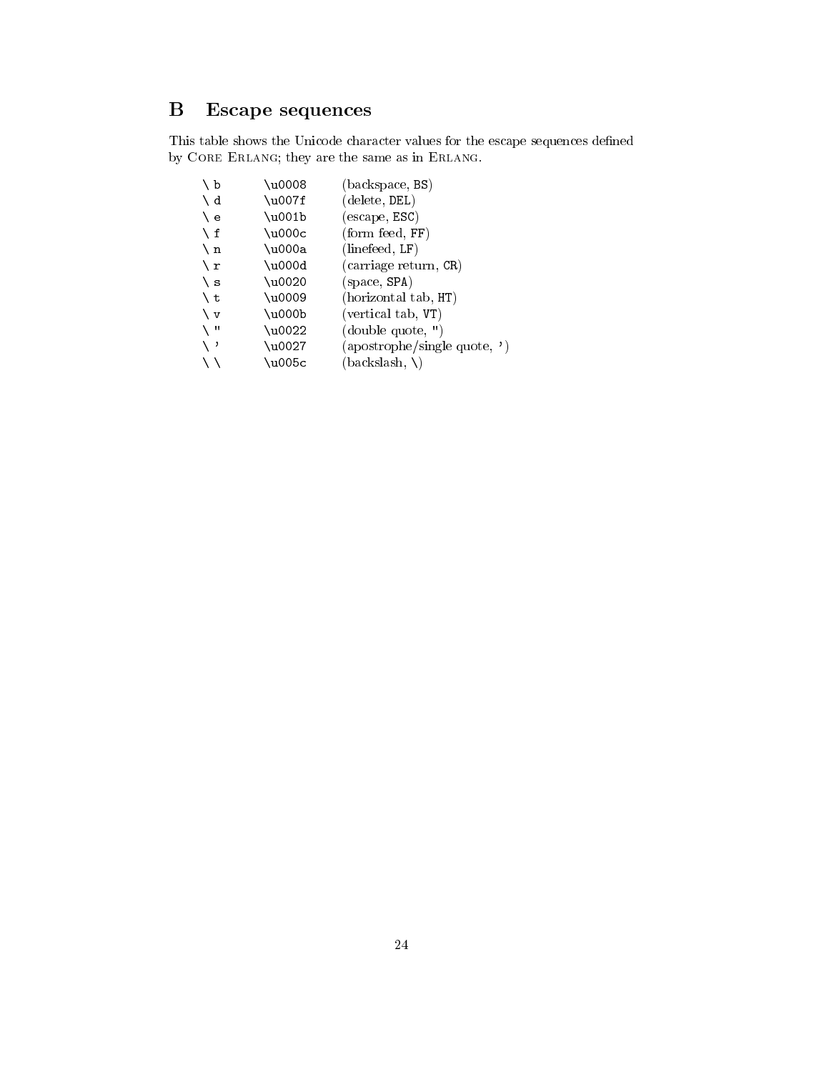## B Escape sequences

This table shows the Unicode character values for the escape sequences defined by Core Erlang; they are the same as in Erlang.

| | | |
|---|---|---|
| `\b` | `\u0008` | (backspace, `BS`) |
| `\d` | `\u007f` | (delete, `DEL`) |
| `\e` | `\u001b` | (escape, `ESC`) |
| `\f` | `\u000c` | (form feed, `FF`) |
| `\n` | `\u000a` | (linefeed, `LF`) |
| `\r` | `\u000d` | (carriage return, `CR`) |
| `\s` | `\u0020` | (space, `SPA`) |
| `\t` | `\u0009` | (horizontal tab, `HT`) |
| `\v` | `\u000b` | (vertical tab, `VT`) |
| `\"` | `\u0022` | (double quote, `"`) |
| `\'` | `\u0027` | (apostrophe/single quote, `'`) |
| `\\` | `\u005c` | (backslash, `\`) |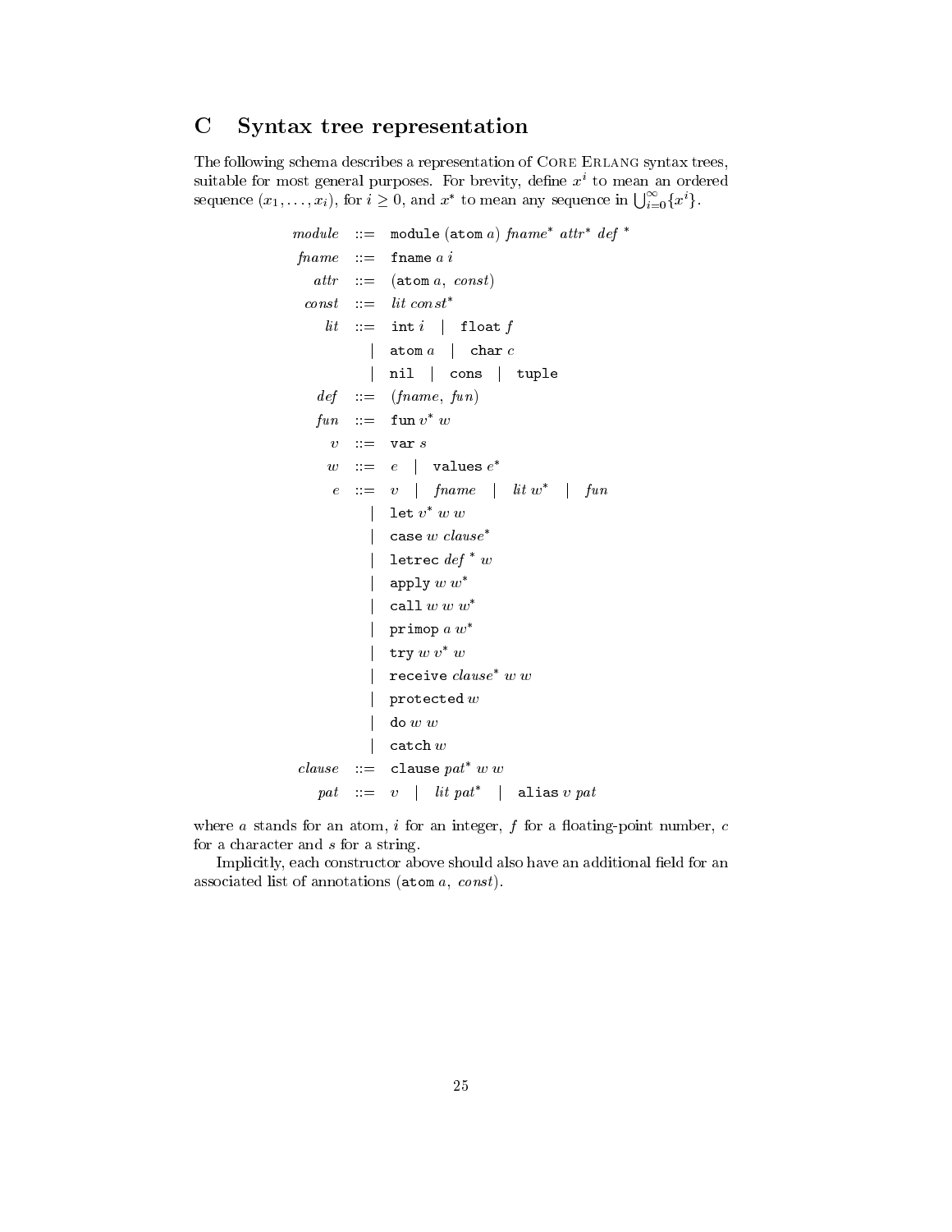# C Syntax tree representation

The following schema describes a representation of CORE ERLANG syntax trees, suitable for most general purposes. For brevity, define $x^i$ to mean an ordered sequence $(x_1, \ldots, x_i)$, for $i \geq 0$, and $x^*$ to mean any sequence in $\bigcup_{i=0}^{\infty}\{x^i\}$.

$$
\begin{array}{rcl}
\mathit{module} & ::= & \texttt{module}\ (\texttt{atom}\ a)\ \mathit{fname}^*\ \mathit{attr}^*\ \mathit{def}^* \\
\mathit{fname} & ::= & \texttt{fname}\ a\ i \\
\mathit{attr} & ::= & (\texttt{atom}\ a,\ \mathit{const}) \\
\mathit{const} & ::= & \mathit{lit}\ \mathit{const}^* \\
\mathit{lit} & ::= & \texttt{int}\ i \quad | \quad \texttt{float}\ f \\
 & | & \texttt{atom}\ a \quad | \quad \texttt{char}\ c \\
 & | & \texttt{nil} \quad | \quad \texttt{cons} \quad | \quad \texttt{tuple} \\
\mathit{def} & ::= & (\mathit{fname},\ \mathit{fun}) \\
\mathit{fun} & ::= & \texttt{fun}\ v^*\ w \\
v & ::= & \texttt{var}\ s \\
w & ::= & e \quad | \quad \texttt{values}\ e^* \\
e & ::= & v \quad | \quad \mathit{fname} \quad | \quad \mathit{lit}\ w^* \quad | \quad \mathit{fun} \\
 & | & \texttt{let}\ v^*\ w\ w \\
 & | & \texttt{case}\ w\ \mathit{clause}^* \\
 & | & \texttt{letrec}\ \mathit{def}^*\ w \\
 & | & \texttt{apply}\ w\ w^* \\
 & | & \texttt{call}\ w\ w\ w^* \\
 & | & \texttt{primop}\ a\ w^* \\
 & | & \texttt{try}\ w\ v^*\ w \\
 & | & \texttt{receive}\ \mathit{clause}^*\ w\ w \\
 & | & \texttt{protected}\ w \\
 & | & \texttt{do}\ w\ w \\
 & | & \texttt{catch}\ w \\
\mathit{clause} & ::= & \texttt{clause}\ \mathit{pat}^*\ w\ w \\
\mathit{pat} & ::= & v \quad | \quad \mathit{lit}\ \mathit{pat}^* \quad | \quad \texttt{alias}\ v\ \mathit{pat}
\end{array}
$$

where $a$ stands for an atom, $i$ for an integer, $f$ for a floating-point number, $c$ for a character and $s$ for a string.

Implicitly, each constructor above should also have an additional field for an associated list of annotations $(\texttt{atom}\ a,\ \mathit{const})$.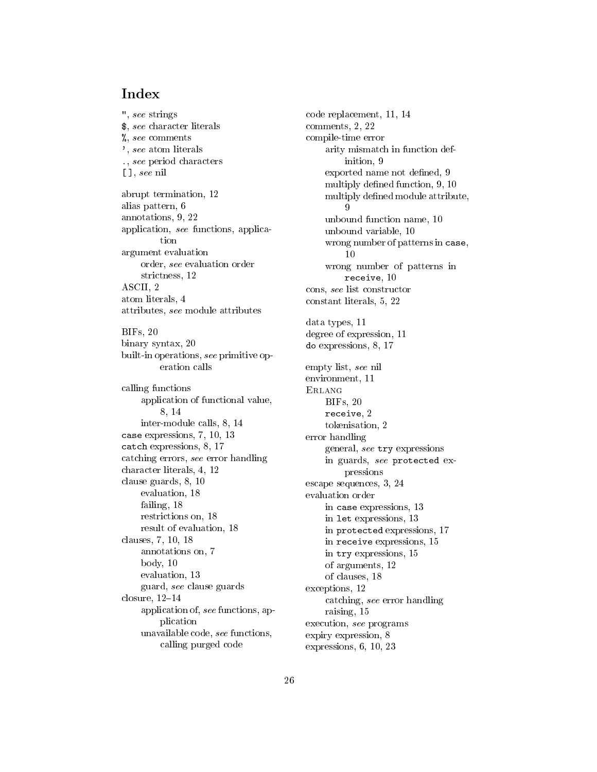# Index

", *see* strings
$, *see* character literals
%, *see* comments
', *see* atom literals
., *see* period characters
[], *see* nil

abrupt termination, 12
alias pattern, 6
annotations, 9, 22
application, *see* functions, application
argument evaluation
  order, *see* evaluation order
  strictness, 12
ASCII, 2
atom literals, 4
attributes, *see* module attributes

BIFs, 20
binary syntax, 20
built-in operations, *see* primitive operation calls

calling functions
  application of functional value, 8, 14
  inter-module calls, 8, 14
`case` expressions, 7, 10, 13
`catch` expressions, 8, 17
catching errors, *see* error handling
character literals, 4, 12
clause guards, 8, 10
  evaluation, 18
  failing, 18
  restrictions on, 18
  result of evaluation, 18
clauses, 7, 10, 18
  annotations on, 7
  body, 10
  evaluation, 13
  guard, *see* clause guards
closure, 12–14
  application of, *see* functions, application
  unavailable code, *see* functions, calling purged code

code replacement, 11, 14
comments, 2, 22
compile-time error
  arity mismatch in function definition, 9
  exported name not defined, 9
  multiply defined function, 9, 10
  multiply defined module attribute, 9
  unbound function name, 10
  unbound variable, 10
  wrong number of patterns in `case`, 10
  wrong number of patterns in `receive`, 10
cons, *see* list constructor
constant literals, 5, 22

data types, 11
degree of expression, 11
`do` expressions, 8, 17

empty list, *see* nil
environment, 11
ERLANG
  BIFs, 20
  `receive`, 2
  tokenisation, 2
error handling
  general, *see* `try` expressions
  in guards, *see* `protected` expressions
escape sequences, 3, 24
evaluation order
  in `case` expressions, 13
  in `let` expressions, 13
  in `protected` expressions, 17
  in `receive` expressions, 15
  in `try` expressions, 15
  of arguments, 12
  of clauses, 18
exceptions, 12
  catching, *see* error handling
  raising, 15
execution, *see* programs
expiry expression, 8
expressions, 6, 10, 23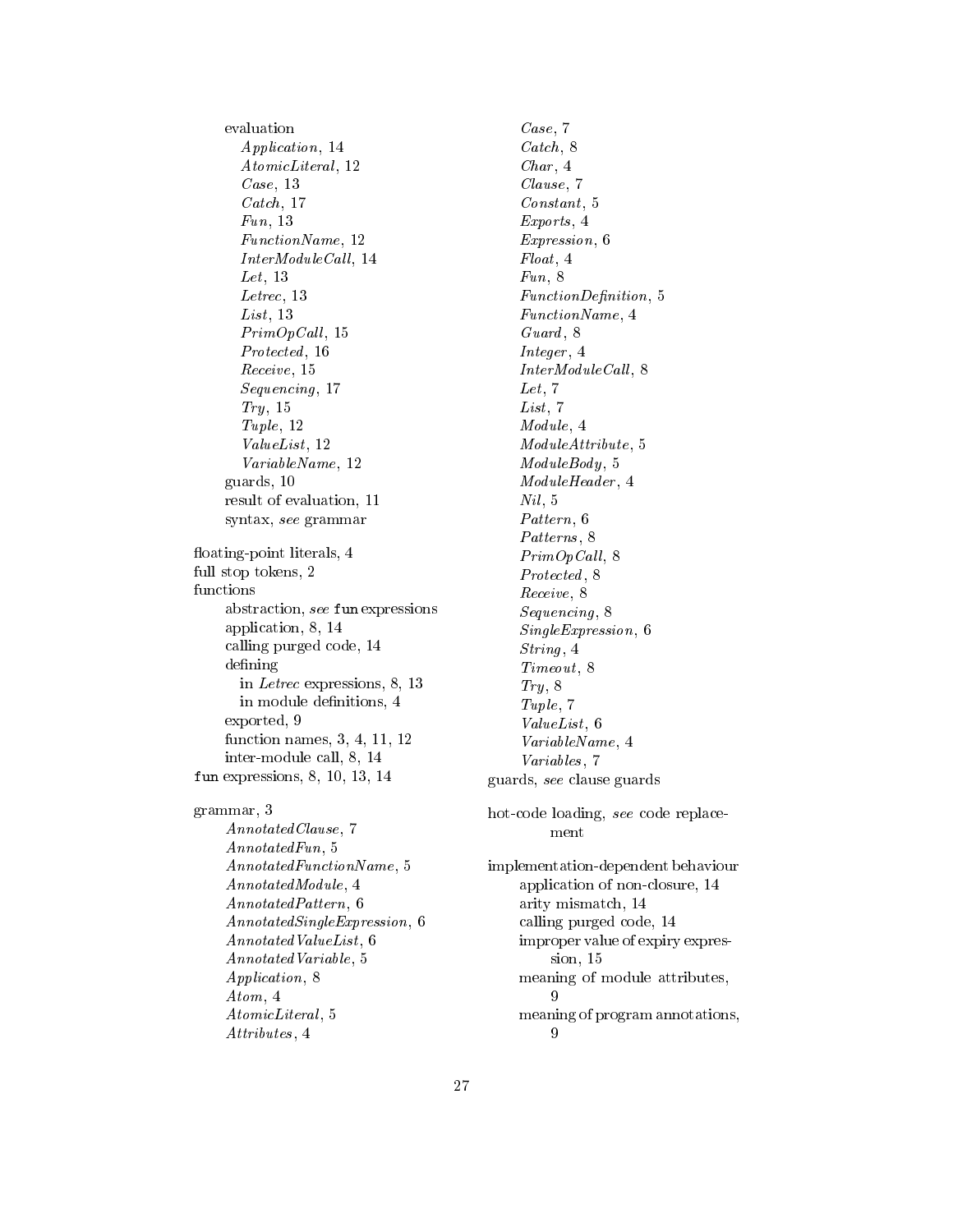evaluation
- *Application*, 14
- *AtomicLiteral*, 12
- *Case*, 13
- *Catch*, 17
- *Fun*, 13
- *FunctionName*, 12
- *InterModuleCall*, 14
- *Let*, 13
- *Letrec*, 13
- *List*, 13
- *PrimOpCall*, 15
- *Protected*, 16
- *Receive*, 15
- *Sequencing*, 17
- *Try*, 15
- *Tuple*, 12
- *ValueList*, 12
- *VariableName*, 12

guards, 10
result of evaluation, 11
syntax, *see* grammar

floating-point literals, 4
full stop tokens, 2
functions
- abstraction, *see* `fun` expressions
- application, 8, 14
- calling purged code, 14
- defining
  - in *Letrec* expressions, 8, 13
  - in module definitions, 4
- exported, 9
- function names, 3, 4, 11, 12
- inter-module call, 8, 14

`fun` expressions, 8, 10, 13, 14

grammar, 3
- *AnnotatedClause*, 7
- *AnnotatedFun*, 5
- *AnnotatedFunctionName*, 5
- *AnnotatedModule*, 4
- *AnnotatedPattern*, 6
- *AnnotatedSingleExpression*, 6
- *AnnotatedValueList*, 6
- *AnnotatedVariable*, 5
- *Application*, 8
- *Atom*, 4
- *AtomicLiteral*, 5
- *Attributes*, 4
- *Case*, 7
- *Catch*, 8
- *Char*, 4
- *Clause*, 7
- *Constant*, 5
- *Exports*, 4
- *Expression*, 6
- *Float*, 4
- *Fun*, 8
- *FunctionDefinition*, 5
- *FunctionName*, 4
- *Guard*, 8
- *Integer*, 4
- *InterModuleCall*, 8
- *Let*, 7
- *List*, 7
- *Module*, 4
- *ModuleAttribute*, 5
- *ModuleBody*, 5
- *ModuleHeader*, 4
- *Nil*, 5
- *Pattern*, 6
- *Patterns*, 8
- *PrimOpCall*, 8
- *Protected*, 8
- *Receive*, 8
- *Sequencing*, 8
- *SingleExpression*, 6
- *String*, 4
- *Timeout*, 8
- *Try*, 8
- *Tuple*, 7
- *ValueList*, 6
- *VariableName*, 4
- *Variables*, 7

guards, *see* clause guards

hot-code loading, *see* code replacement

implementation-dependent behaviour
- application of non-closure, 14
- arity mismatch, 14
- calling purged code, 14
- improper value of expiry expression, 15
- meaning of module attributes, 9
- meaning of program annotations, 9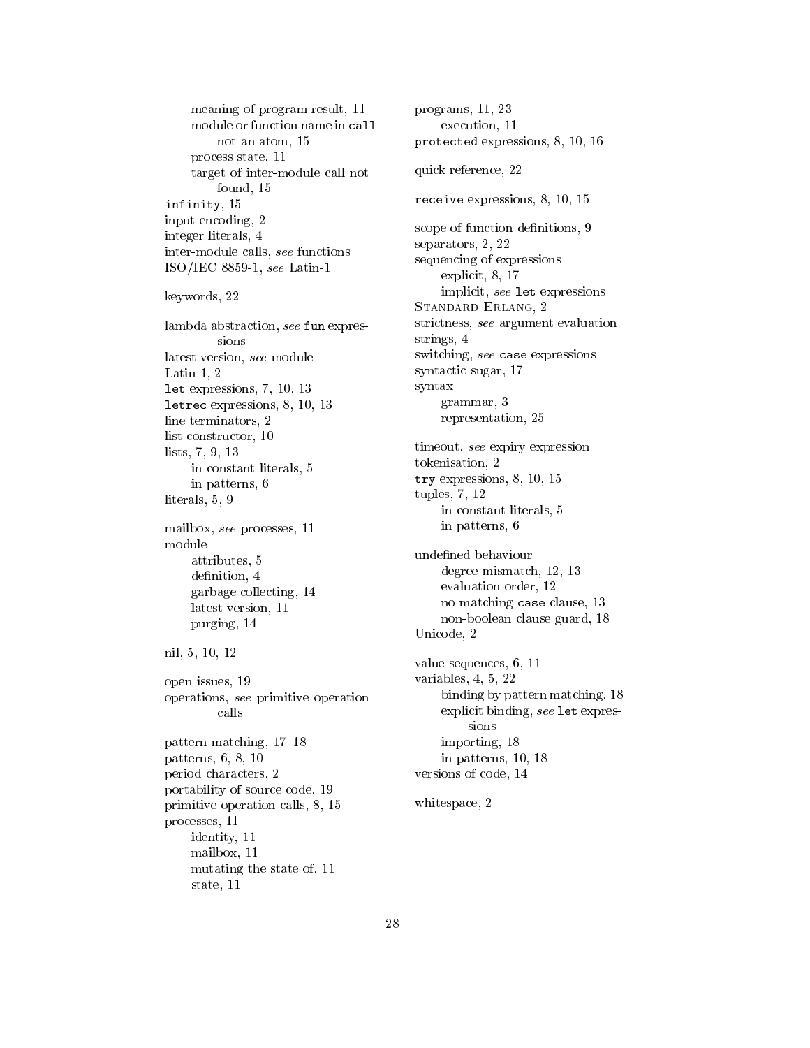meaning of program result, 11
module or function name in `call` not an atom, 15
process state, 11
target of inter-module call not found, 15

`infinity`, 15
input encoding, 2
integer literals, 4
inter-module calls, *see* functions
ISO/IEC 8859-1, *see* Latin-1

keywords, 22

lambda abstraction, *see* `fun` expressions
latest version, *see* module
Latin-1, 2
`let` expressions, 7, 10, 13
`letrec` expressions, 8, 10, 13
line terminators, 2
list constructor, 10
lists, 7, 9, 13
  in constant literals, 5
  in patterns, 6
literals, 5, 9

mailbox, *see* processes, 11
module
  attributes, 5
  definition, 4
  garbage collecting, 14
  latest version, 11
  purging, 14

nil, 5, 10, 12

open issues, 19
operations, *see* primitive operation calls

pattern matching, 17–18
patterns, 6, 8, 10
period characters, 2
portability of source code, 19
primitive operation calls, 8, 15
processes, 11
  identity, 11
  mailbox, 11
  mutating the state of, 11
  state, 11

programs, 11, 23
  execution, 11
`protected` expressions, 8, 10, 16

quick reference, 22

`receive` expressions, 8, 10, 15

scope of function definitions, 9
separators, 2, 22
sequencing of expressions
  explicit, 8, 17
  implicit, *see* `let` expressions
STANDARD ERLANG, 2
strictness, *see* argument evaluation
strings, 4
switching, *see* `case` expressions
syntactic sugar, 17
syntax
  grammar, 3
  representation, 25

timeout, *see* expiry expression
tokenisation, 2
`try` expressions, 8, 10, 15
tuples, 7, 12
  in constant literals, 5
  in patterns, 6

undefined behaviour
  degree mismatch, 12, 13
  evaluation order, 12
  no matching `case` clause, 13
  non-boolean clause guard, 18
Unicode, 2

value sequences, 6, 11
variables, 4, 5, 22
  binding by pattern matching, 18
  explicit binding, *see* `let` expressions
  importing, 18
  in patterns, 10, 18
versions of code, 14

whitespace, 2